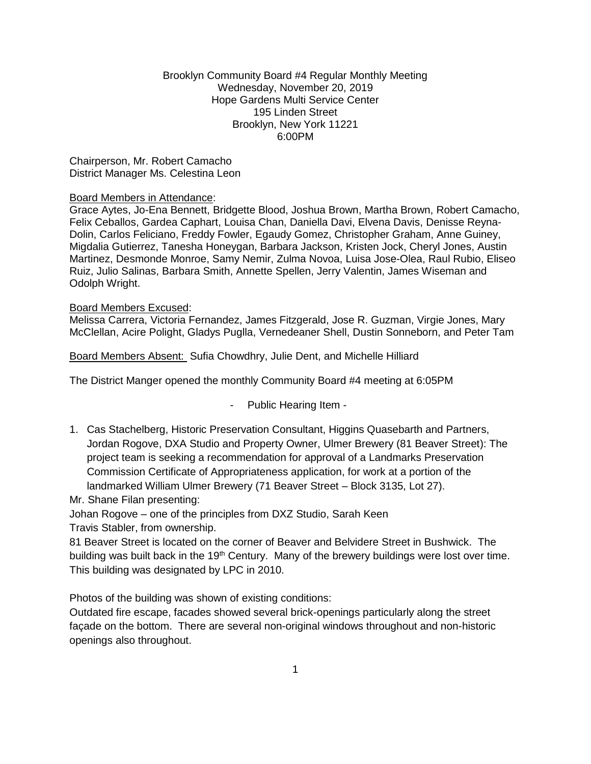Brooklyn Community Board #4 Regular Monthly Meeting
Wednesday, November 20, 2019
Hope Gardens Multi Service Center
195 Linden Street
Brooklyn, New York 11221
6:00PM

Chairperson, Mr. Robert Camacho
District Manager Ms. Celestina Leon

Board Members in Attendance:
Grace Aytes, Jo-Ena Bennett, Bridgette Blood, Joshua Brown, Martha Brown, Robert Camacho, Felix Ceballos, Gardea Caphart, Louisa Chan, Daniella Davi, Elvena Davis, Denisse Reyna-Dolin, Carlos Feliciano, Freddy Fowler, Egaudy Gomez, Christopher Graham, Anne Guiney, Migdalia Gutierrez, Tanesha Honeygan, Barbara Jackson, Kristen Jock, Cheryl Jones, Austin Martinez, Desmonde Monroe, Samy Nemir, Zulma Novoa, Luisa Jose-Olea, Raul Rubio, Eliseo Ruiz, Julio Salinas, Barbara Smith, Annette Spellen, Jerry Valentin, James Wiseman and Odolph Wright.

Board Members Excused:
Melissa Carrera, Victoria Fernandez, James Fitzgerald, Jose R. Guzman, Virgie Jones, Mary McClellan, Acire Polight, Gladys Puglla, Vernedeaner Shell, Dustin Sonneborn, and Peter Tam

Board Members Absent: Sufia Chowdhry, Julie Dent, and Michelle Hilliard

The District Manger opened the monthly Community Board #4 meeting at 6:05PM

- Public Hearing Item -

1. Cas Stachelberg, Historic Preservation Consultant, Higgins Quasebarth and Partners, Jordan Rogove, DXA Studio and Property Owner, Ulmer Brewery (81 Beaver Street): The project team is seeking a recommendation for approval of a Landmarks Preservation Commission Certificate of Appropriateness application, for work at a portion of the landmarked William Ulmer Brewery (71 Beaver Street – Block 3135, Lot 27).

Mr. Shane Filan presenting:
Johan Rogove – one of the principles from DXZ Studio, Sarah Keen
Travis Stabler, from ownership.
81 Beaver Street is located on the corner of Beaver and Belvidere Street in Bushwick. The building was built back in the 19th Century. Many of the brewery buildings were lost over time. This building was designated by LPC in 2010.

Photos of the building was shown of existing conditions:
Outdated fire escape, facades showed several brick-openings particularly along the street façade on the bottom. There are several non-original windows throughout and non-historic openings also throughout.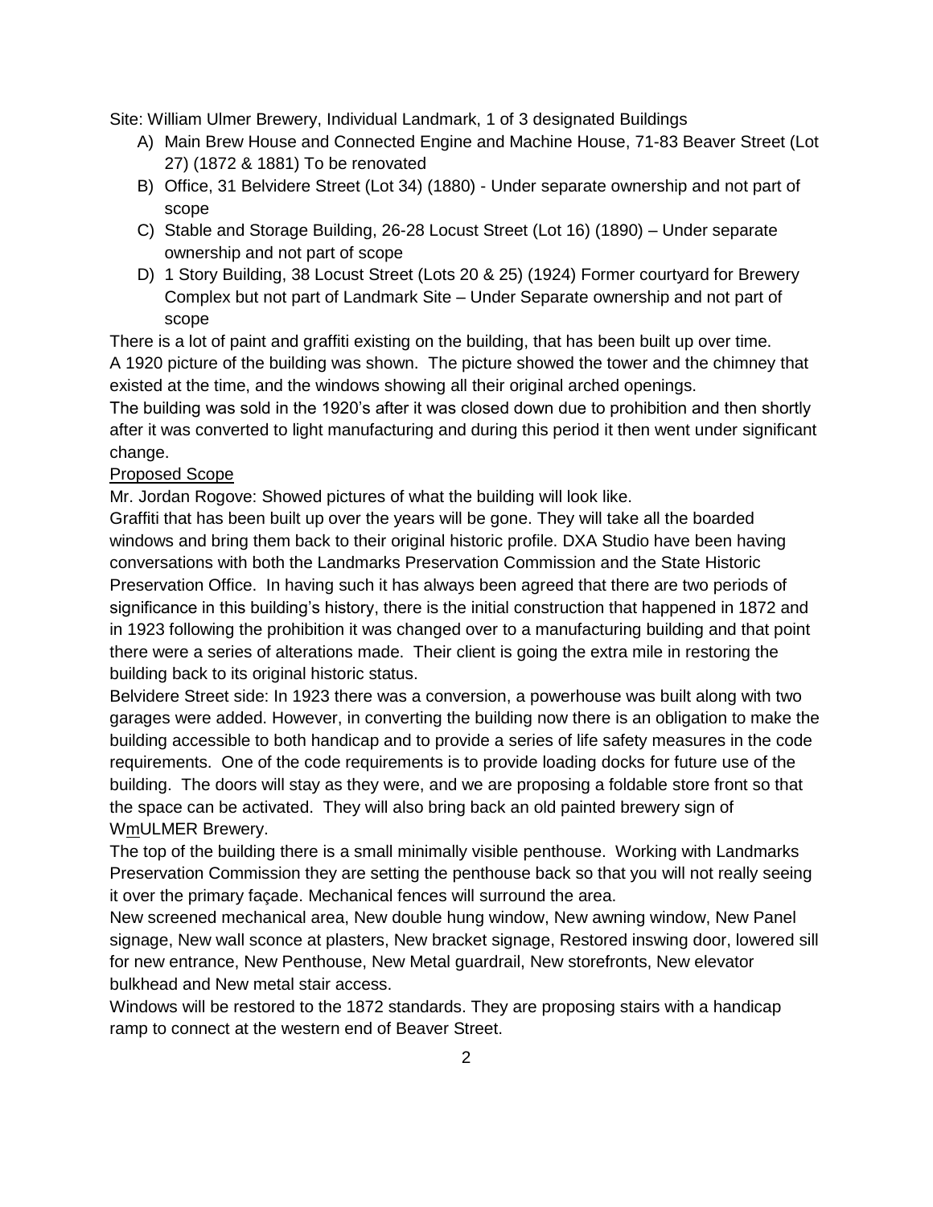Site: William Ulmer Brewery, Individual Landmark, 1 of 3 designated Buildings

A) Main Brew House and Connected Engine and Machine House, 71-83 Beaver Street (Lot 27) (1872 & 1881) To be renovated
B) Office, 31 Belvidere Street (Lot 34) (1880) - Under separate ownership and not part of scope
C) Stable and Storage Building, 26-28 Locust Street (Lot 16) (1890) – Under separate ownership and not part of scope
D) 1 Story Building, 38 Locust Street (Lots 20 & 25) (1924) Former courtyard for Brewery Complex but not part of Landmark Site – Under Separate ownership and not part of scope

There is a lot of paint and graffiti existing on the building, that has been built up over time.
A 1920 picture of the building was shown. The picture showed the tower and the chimney that existed at the time, and the windows showing all their original arched openings.
The building was sold in the 1920's after it was closed down due to prohibition and then shortly after it was converted to light manufacturing and during this period it then went under significant change.

<u>Proposed Scope</u>

Mr. Jordan Rogove: Showed pictures of what the building will look like.
Graffiti that has been built up over the years will be gone. They will take all the boarded windows and bring them back to their original historic profile. DXA Studio have been having conversations with both the Landmarks Preservation Commission and the State Historic Preservation Office. In having such it has always been agreed that there are two periods of significance in this building's history, there is the initial construction that happened in 1872 and in 1923 following the prohibition it was changed over to a manufacturing building and that point there were a series of alterations made. Their client is going the extra mile in restoring the building back to its original historic status.
Belvidere Street side: In 1923 there was a conversion, a powerhouse was built along with two garages were added. However, in converting the building now there is an obligation to make the building accessible to both handicap and to provide a series of life safety measures in the code requirements. One of the code requirements is to provide loading docks for future use of the building. The doors will stay as they were, and we are proposing a foldable store front so that the space can be activated. They will also bring back an old painted brewery sign of W<u>m</u>ULMER Brewery.
The top of the building there is a small minimally visible penthouse. Working with Landmarks Preservation Commission they are setting the penthouse back so that you will not really seeing it over the primary façade. Mechanical fences will surround the area.
New screened mechanical area, New double hung window, New awning window, New Panel signage, New wall sconce at plasters, New bracket signage, Restored inswing door, lowered sill for new entrance, New Penthouse, New Metal guardrail, New storefronts, New elevator bulkhead and New metal stair access.
Windows will be restored to the 1872 standards. They are proposing stairs with a handicap ramp to connect at the western end of Beaver Street.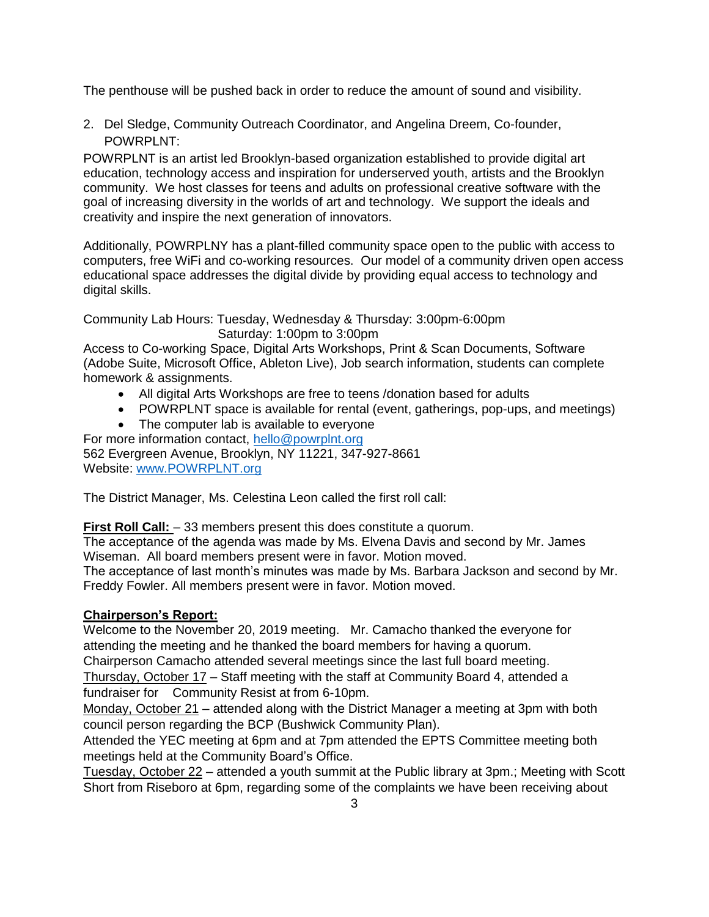The penthouse will be pushed back in order to reduce the amount of sound and visibility.

2. Del Sledge, Community Outreach Coordinator, and Angelina Dreem, Co-founder, POWRPLNT:

POWRPLNT is an artist led Brooklyn-based organization established to provide digital art education, technology access and inspiration for underserved youth, artists and the Brooklyn community. We host classes for teens and adults on professional creative software with the goal of increasing diversity in the worlds of art and technology. We support the ideals and creativity and inspire the next generation of innovators.

Additionally, POWRPLNY has a plant-filled community space open to the public with access to computers, free WiFi and co-working resources. Our model of a community driven open access educational space addresses the digital divide by providing equal access to technology and digital skills.

Community Lab Hours: Tuesday, Wednesday & Thursday: 3:00pm-6:00pm
Saturday: 1:00pm to 3:00pm

Access to Co-working Space, Digital Arts Workshops, Print & Scan Documents, Software (Adobe Suite, Microsoft Office, Ableton Live), Job search information, students can complete homework & assignments.

- All digital Arts Workshops are free to teens /donation based for adults
- POWRPLNT space is available for rental (event, gatherings, pop-ups, and meetings)
- The computer lab is available to everyone

For more information contact, hello@powrplnt.org
562 Evergreen Avenue, Brooklyn, NY 11221, 347-927-8661
Website: www.POWRPLNT.org

The District Manager, Ms. Celestina Leon called the first roll call:

**First Roll Call:** – 33 members present this does constitute a quorum.
The acceptance of the agenda was made by Ms. Elvena Davis and second by Mr. James Wiseman. All board members present were in favor. Motion moved.
The acceptance of last month's minutes was made by Ms. Barbara Jackson and second by Mr. Freddy Fowler. All members present were in favor. Motion moved.

**Chairperson's Report:**
Welcome to the November 20, 2019 meeting. Mr. Camacho thanked the everyone for attending the meeting and he thanked the board members for having a quorum.
Chairperson Camacho attended several meetings since the last full board meeting.
Thursday, October 17 – Staff meeting with the staff at Community Board 4, attended a fundraiser for Community Resist at from 6-10pm.
Monday, October 21 – attended along with the District Manager a meeting at 3pm with both council person regarding the BCP (Bushwick Community Plan).
Attended the YEC meeting at 6pm and at 7pm attended the EPTS Committee meeting both meetings held at the Community Board's Office.
Tuesday, October 22 – attended a youth summit at the Public library at 3pm.; Meeting with Scott Short from Riseboro at 6pm, regarding some of the complaints we have been receiving about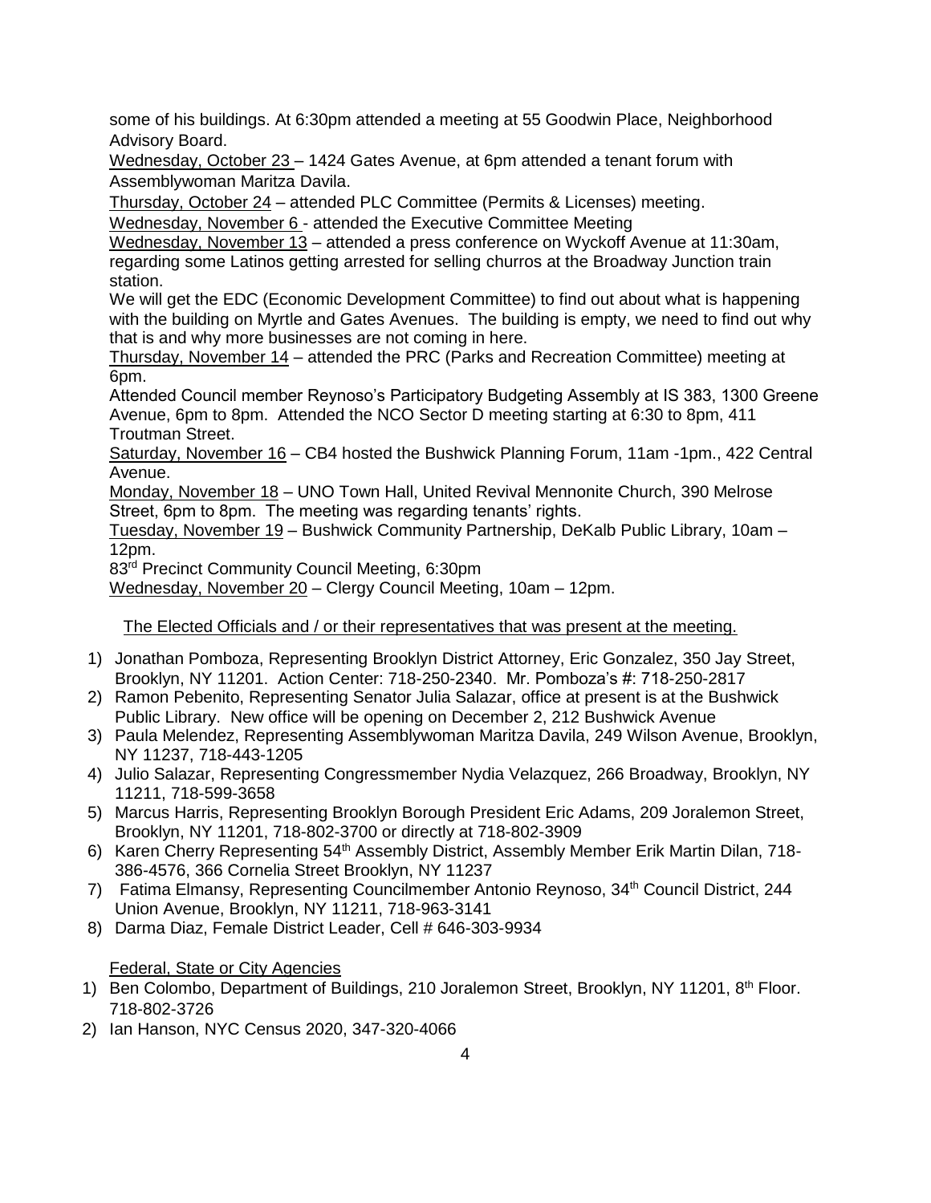some of his buildings. At 6:30pm attended a meeting at 55 Goodwin Place, Neighborhood Advisory Board.

Wednesday, October 23 – 1424 Gates Avenue, at 6pm attended a tenant forum with Assemblywoman Maritza Davila.

Thursday, October 24 – attended PLC Committee (Permits & Licenses) meeting.

Wednesday, November 6 - attended the Executive Committee Meeting

Wednesday, November 13 – attended a press conference on Wyckoff Avenue at 11:30am, regarding some Latinos getting arrested for selling churros at the Broadway Junction train station.

We will get the EDC (Economic Development Committee) to find out about what is happening with the building on Myrtle and Gates Avenues. The building is empty, we need to find out why that is and why more businesses are not coming in here.

Thursday, November 14 – attended the PRC (Parks and Recreation Committee) meeting at 6pm.

Attended Council member Reynoso's Participatory Budgeting Assembly at IS 383, 1300 Greene Avenue, 6pm to 8pm. Attended the NCO Sector D meeting starting at 6:30 to 8pm, 411 Troutman Street.

Saturday, November 16 – CB4 hosted the Bushwick Planning Forum, 11am -1pm., 422 Central Avenue.

Monday, November 18 – UNO Town Hall, United Revival Mennonite Church, 390 Melrose Street, 6pm to 8pm. The meeting was regarding tenants' rights.

Tuesday, November 19 – Bushwick Community Partnership, DeKalb Public Library, 10am – 12pm.

83rd Precinct Community Council Meeting, 6:30pm

Wednesday, November 20 – Clergy Council Meeting, 10am – 12pm.

The Elected Officials and / or their representatives that was present at the meeting.

1) Jonathan Pomboza, Representing Brooklyn District Attorney, Eric Gonzalez, 350 Jay Street, Brooklyn, NY 11201. Action Center: 718-250-2340. Mr. Pomboza's #: 718-250-2817
2) Ramon Pebenito, Representing Senator Julia Salazar, office at present is at the Bushwick Public Library. New office will be opening on December 2, 212 Bushwick Avenue
3) Paula Melendez, Representing Assemblywoman Maritza Davila, 249 Wilson Avenue, Brooklyn, NY 11237, 718-443-1205
4) Julio Salazar, Representing Congressmember Nydia Velazquez, 266 Broadway, Brooklyn, NY 11211, 718-599-3658
5) Marcus Harris, Representing Brooklyn Borough President Eric Adams, 209 Joralemon Street, Brooklyn, NY 11201, 718-802-3700 or directly at 718-802-3909
6) Karen Cherry Representing 54th Assembly District, Assembly Member Erik Martin Dilan, 718-386-4576, 366 Cornelia Street Brooklyn, NY 11237
7) Fatima Elmansy, Representing Councilmember Antonio Reynoso, 34th Council District, 244 Union Avenue, Brooklyn, NY 11211, 718-963-3141
8) Darma Diaz, Female District Leader, Cell # 646-303-9934

Federal, State or City Agencies

1) Ben Colombo, Department of Buildings, 210 Joralemon Street, Brooklyn, NY 11201, 8th Floor. 718-802-3726
2) Ian Hanson, NYC Census 2020, 347-320-4066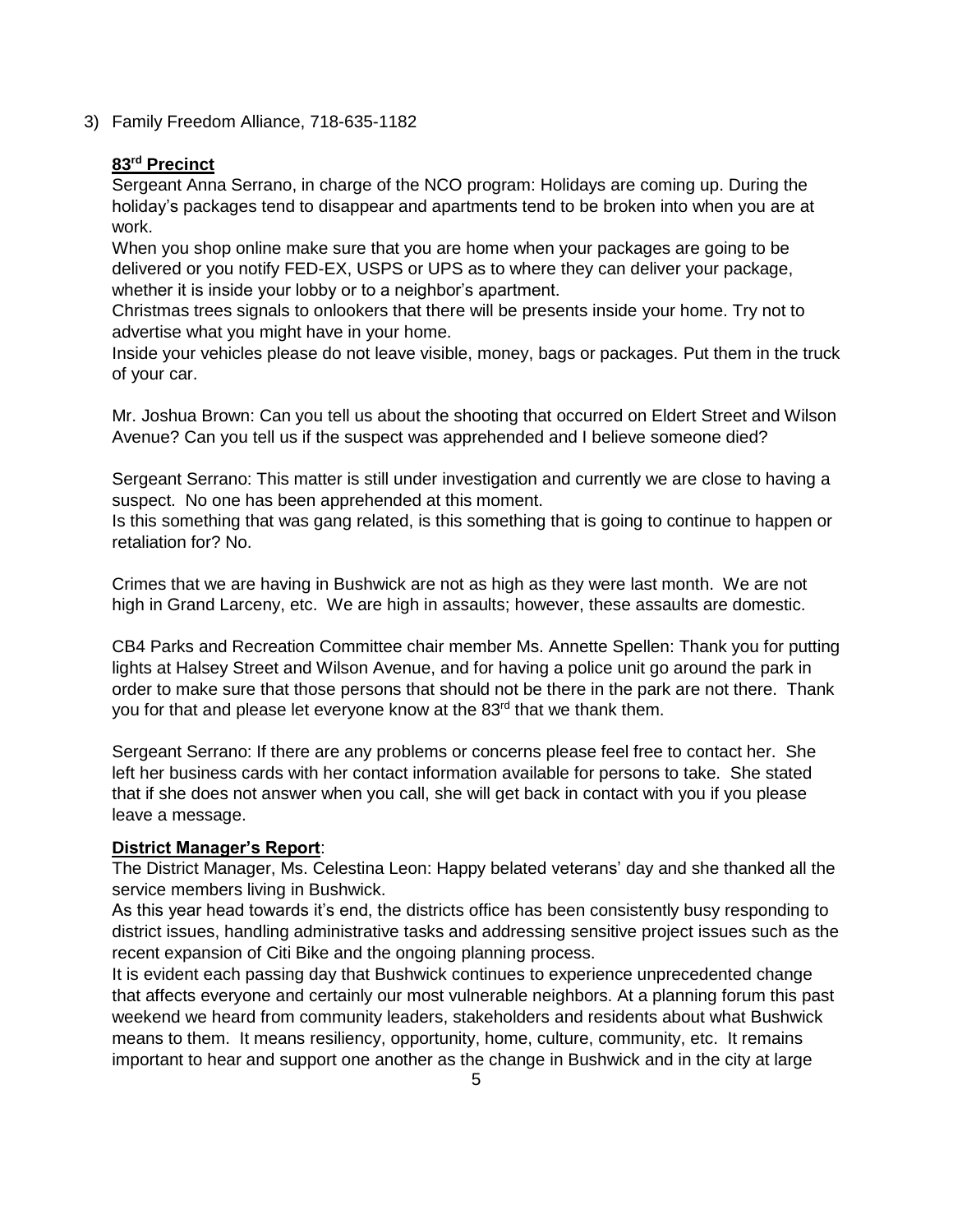3) Family Freedom Alliance, 718-635-1182

**83rd Precinct**

Sergeant Anna Serrano, in charge of the NCO program: Holidays are coming up. During the holiday's packages tend to disappear and apartments tend to be broken into when you are at work.

When you shop online make sure that you are home when your packages are going to be delivered or you notify FED-EX, USPS or UPS as to where they can deliver your package, whether it is inside your lobby or to a neighbor's apartment.

Christmas trees signals to onlookers that there will be presents inside your home. Try not to advertise what you might have in your home.

Inside your vehicles please do not leave visible, money, bags or packages. Put them in the truck of your car.

Mr. Joshua Brown: Can you tell us about the shooting that occurred on Eldert Street and Wilson Avenue? Can you tell us if the suspect was apprehended and I believe someone died?

Sergeant Serrano: This matter is still under investigation and currently we are close to having a suspect. No one has been apprehended at this moment.

Is this something that was gang related, is this something that is going to continue to happen or retaliation for? No.

Crimes that we are having in Bushwick are not as high as they were last month. We are not high in Grand Larceny, etc. We are high in assaults; however, these assaults are domestic.

CB4 Parks and Recreation Committee chair member Ms. Annette Spellen: Thank you for putting lights at Halsey Street and Wilson Avenue, and for having a police unit go around the park in order to make sure that those persons that should not be there in the park are not there. Thank you for that and please let everyone know at the 83rd that we thank them.

Sergeant Serrano: If there are any problems or concerns please feel free to contact her. She left her business cards with her contact information available for persons to take. She stated that if she does not answer when you call, she will get back in contact with you if you please leave a message.

**District Manager's Report**:

The District Manager, Ms. Celestina Leon: Happy belated veterans' day and she thanked all the service members living in Bushwick.

As this year head towards it's end, the districts office has been consistently busy responding to district issues, handling administrative tasks and addressing sensitive project issues such as the recent expansion of Citi Bike and the ongoing planning process.

It is evident each passing day that Bushwick continues to experience unprecedented change that affects everyone and certainly our most vulnerable neighbors. At a planning forum this past weekend we heard from community leaders, stakeholders and residents about what Bushwick means to them. It means resiliency, opportunity, home, culture, community, etc. It remains important to hear and support one another as the change in Bushwick and in the city at large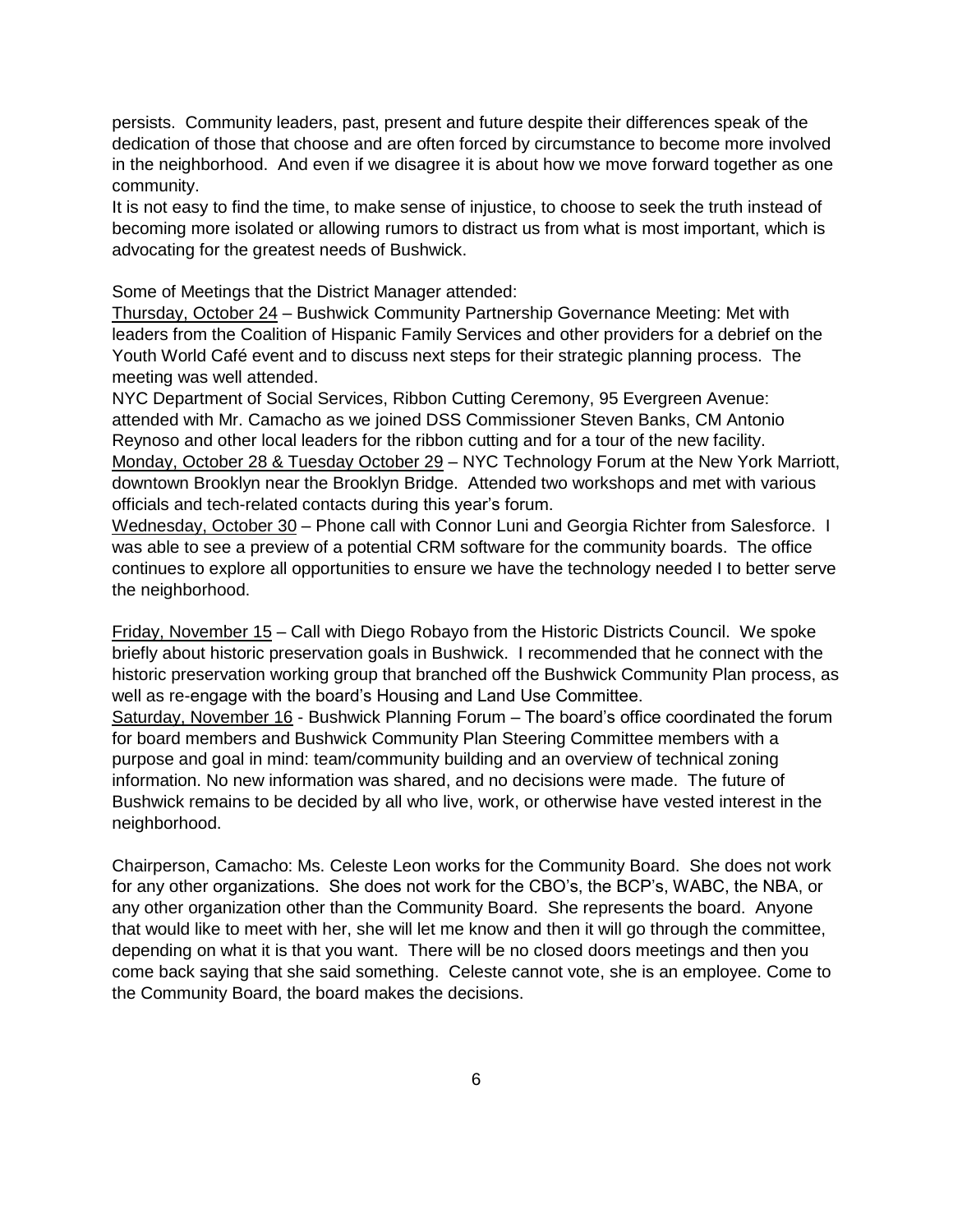persists. Community leaders, past, present and future despite their differences speak of the dedication of those that choose and are often forced by circumstance to become more involved in the neighborhood. And even if we disagree it is about how we move forward together as one community.

It is not easy to find the time, to make sense of injustice, to choose to seek the truth instead of becoming more isolated or allowing rumors to distract us from what is most important, which is advocating for the greatest needs of Bushwick.

Some of Meetings that the District Manager attended:

Thursday, October 24 – Bushwick Community Partnership Governance Meeting: Met with leaders from the Coalition of Hispanic Family Services and other providers for a debrief on the Youth World Café event and to discuss next steps for their strategic planning process. The meeting was well attended.

NYC Department of Social Services, Ribbon Cutting Ceremony, 95 Evergreen Avenue: attended with Mr. Camacho as we joined DSS Commissioner Steven Banks, CM Antonio Reynoso and other local leaders for the ribbon cutting and for a tour of the new facility.

Monday, October 28 & Tuesday October 29 – NYC Technology Forum at the New York Marriott, downtown Brooklyn near the Brooklyn Bridge. Attended two workshops and met with various officials and tech-related contacts during this year's forum.

Wednesday, October 30 – Phone call with Connor Luni and Georgia Richter from Salesforce. I was able to see a preview of a potential CRM software for the community boards. The office continues to explore all opportunities to ensure we have the technology needed I to better serve the neighborhood.

Friday, November 15 – Call with Diego Robayo from the Historic Districts Council. We spoke briefly about historic preservation goals in Bushwick. I recommended that he connect with the historic preservation working group that branched off the Bushwick Community Plan process, as well as re-engage with the board's Housing and Land Use Committee.

Saturday, November 16 - Bushwick Planning Forum – The board's office coordinated the forum for board members and Bushwick Community Plan Steering Committee members with a purpose and goal in mind: team/community building and an overview of technical zoning information. No new information was shared, and no decisions were made. The future of Bushwick remains to be decided by all who live, work, or otherwise have vested interest in the neighborhood.

Chairperson, Camacho: Ms. Celeste Leon works for the Community Board. She does not work for any other organizations. She does not work for the CBO's, the BCP's, WABC, the NBA, or any other organization other than the Community Board. She represents the board. Anyone that would like to meet with her, she will let me know and then it will go through the committee, depending on what it is that you want. There will be no closed doors meetings and then you come back saying that she said something. Celeste cannot vote, she is an employee. Come to the Community Board, the board makes the decisions.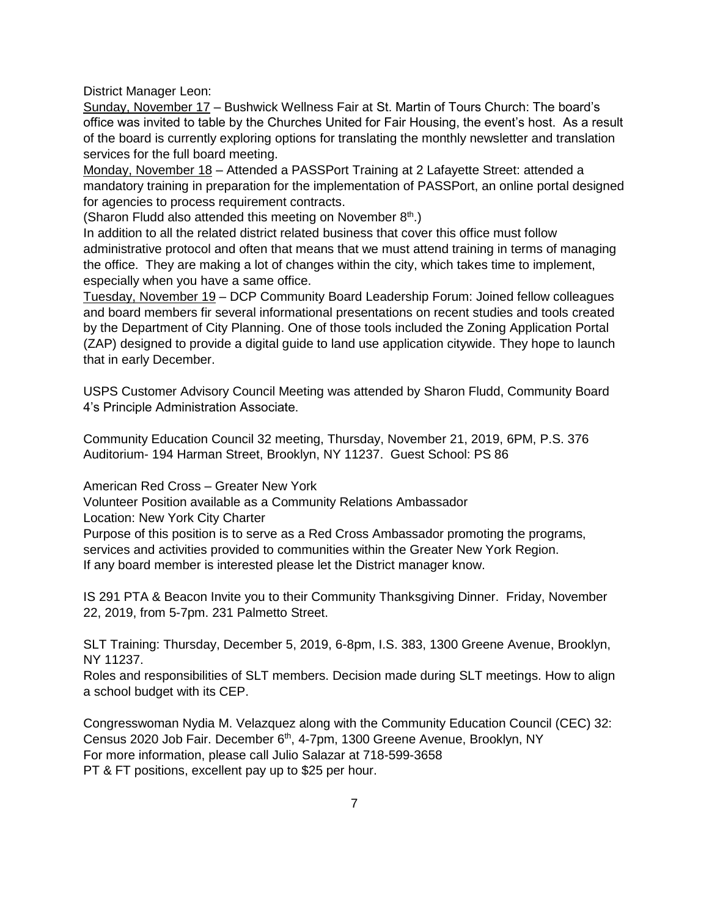District Manager Leon:

Sunday, November 17 – Bushwick Wellness Fair at St. Martin of Tours Church: The board's office was invited to table by the Churches United for Fair Housing, the event's host. As a result of the board is currently exploring options for translating the monthly newsletter and translation services for the full board meeting.

Monday, November 18 – Attended a PASSPort Training at 2 Lafayette Street: attended a mandatory training in preparation for the implementation of PASSPort, an online portal designed for agencies to process requirement contracts.

(Sharon Fludd also attended this meeting on November 8th.)

In addition to all the related district related business that cover this office must follow administrative protocol and often that means that we must attend training in terms of managing the office. They are making a lot of changes within the city, which takes time to implement, especially when you have a same office.

Tuesday, November 19 – DCP Community Board Leadership Forum: Joined fellow colleagues and board members fir several informational presentations on recent studies and tools created by the Department of City Planning. One of those tools included the Zoning Application Portal (ZAP) designed to provide a digital guide to land use application citywide. They hope to launch that in early December.

USPS Customer Advisory Council Meeting was attended by Sharon Fludd, Community Board 4's Principle Administration Associate.

Community Education Council 32 meeting, Thursday, November 21, 2019, 6PM, P.S. 376 Auditorium- 194 Harman Street, Brooklyn, NY 11237. Guest School: PS 86

American Red Cross – Greater New York
Volunteer Position available as a Community Relations Ambassador
Location: New York City Charter
Purpose of this position is to serve as a Red Cross Ambassador promoting the programs, services and activities provided to communities within the Greater New York Region.
If any board member is interested please let the District manager know.

IS 291 PTA & Beacon Invite you to their Community Thanksgiving Dinner. Friday, November 22, 2019, from 5-7pm. 231 Palmetto Street.

SLT Training: Thursday, December 5, 2019, 6-8pm, I.S. 383, 1300 Greene Avenue, Brooklyn, NY 11237.
Roles and responsibilities of SLT members. Decision made during SLT meetings. How to align a school budget with its CEP.

Congresswoman Nydia M. Velazquez along with the Community Education Council (CEC) 32: Census 2020 Job Fair. December 6th, 4-7pm, 1300 Greene Avenue, Brooklyn, NY
For more information, please call Julio Salazar at 718-599-3658
PT & FT positions, excellent pay up to $25 per hour.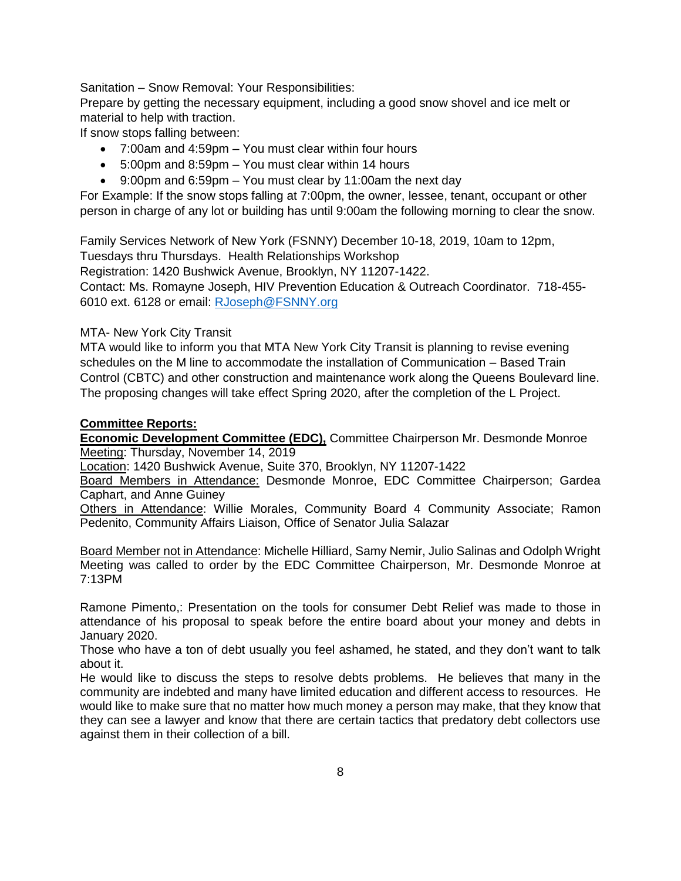Sanitation – Snow Removal: Your Responsibilities:
Prepare by getting the necessary equipment, including a good snow shovel and ice melt or material to help with traction.
If snow stops falling between:

- 7:00am and 4:59pm – You must clear within four hours
- 5:00pm and 8:59pm – You must clear within 14 hours
- 9:00pm and 6:59pm – You must clear by 11:00am the next day

For Example: If the snow stops falling at 7:00pm, the owner, lessee, tenant, occupant or other person in charge of any lot or building has until 9:00am the following morning to clear the snow.

Family Services Network of New York (FSNNY) December 10-18, 2019, 10am to 12pm, Tuesdays thru Thursdays. Health Relationships Workshop
Registration: 1420 Bushwick Avenue, Brooklyn, NY 11207-1422.
Contact: Ms. Romayne Joseph, HIV Prevention Education & Outreach Coordinator. 718-455-6010 ext. 6128 or email: [RJoseph@FSNNY.org](mailto:RJoseph@FSNNY.org)

MTA- New York City Transit
MTA would like to inform you that MTA New York City Transit is planning to revise evening schedules on the M line to accommodate the installation of Communication – Based Train Control (CBTC) and other construction and maintenance work along the Queens Boulevard line. The proposing changes will take effect Spring 2020, after the completion of the L Project.

**Committee Reports:**

**Economic Development Committee (EDC),** Committee Chairperson Mr. Desmonde Monroe
Meeting: Thursday, November 14, 2019
Location: 1420 Bushwick Avenue, Suite 370, Brooklyn, NY 11207-1422
Board Members in Attendance: Desmonde Monroe, EDC Committee Chairperson; Gardea Caphart, and Anne Guiney
Others in Attendance: Willie Morales, Community Board 4 Community Associate; Ramon Pedenito, Community Affairs Liaison, Office of Senator Julia Salazar

Board Member not in Attendance: Michelle Hilliard, Samy Nemir, Julio Salinas and Odolph Wright
Meeting was called to order by the EDC Committee Chairperson, Mr. Desmonde Monroe at 7:13PM

Ramone Pimento,: Presentation on the tools for consumer Debt Relief was made to those in attendance of his proposal to speak before the entire board about your money and debts in January 2020.
Those who have a ton of debt usually you feel ashamed, he stated, and they don't want to talk about it.
He would like to discuss the steps to resolve debts problems. He believes that many in the community are indebted and many have limited education and different access to resources. He would like to make sure that no matter how much money a person may make, that they know that they can see a lawyer and know that there are certain tactics that predatory debt collectors use against them in their collection of a bill.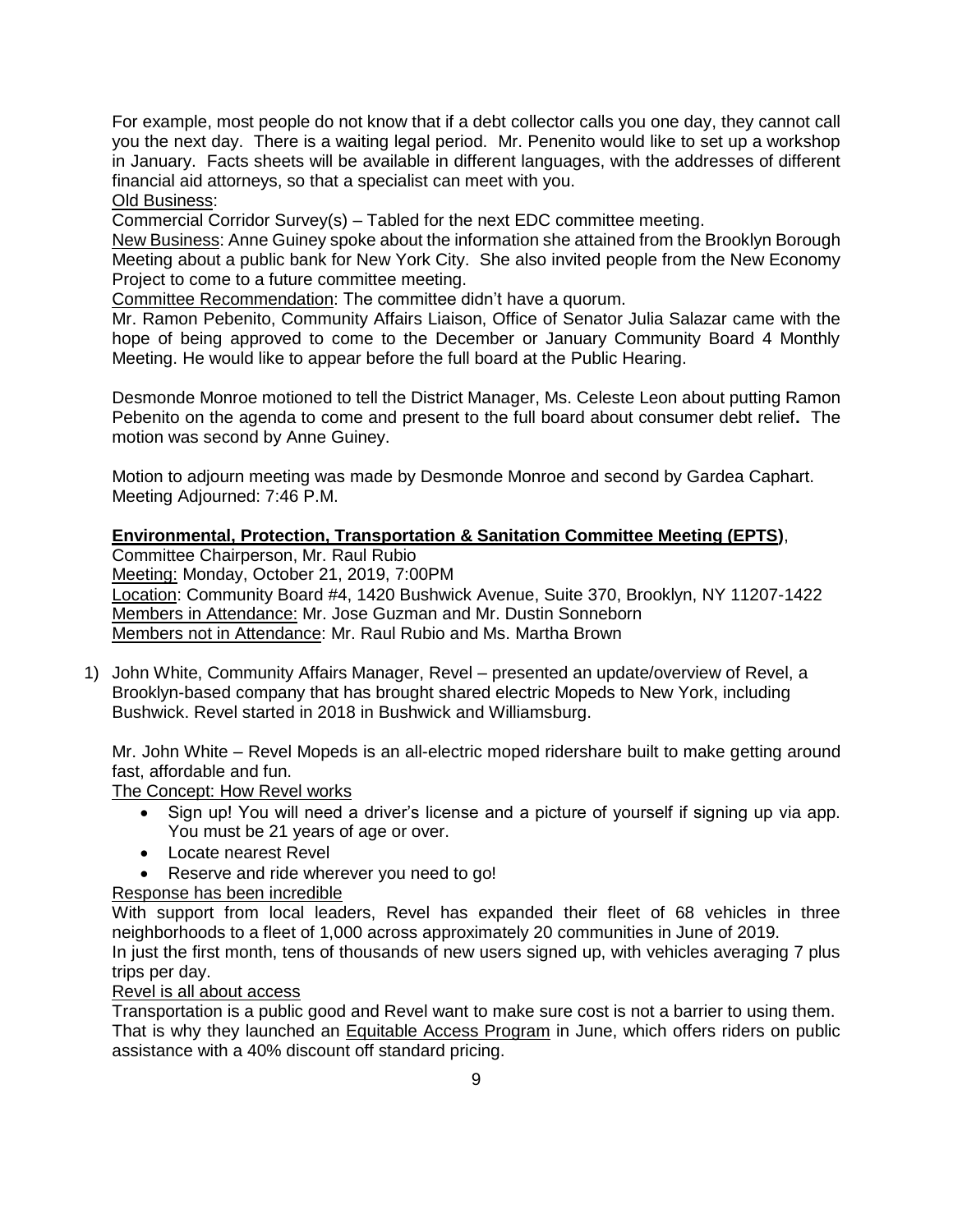For example, most people do not know that if a debt collector calls you one day, they cannot call you the next day. There is a waiting legal period. Mr. Penenito would like to set up a workshop in January. Facts sheets will be available in different languages, with the addresses of different financial aid attorneys, so that a specialist can meet with you.

Old Business:

Commercial Corridor Survey(s) – Tabled for the next EDC committee meeting.

New Business: Anne Guiney spoke about the information she attained from the Brooklyn Borough Meeting about a public bank for New York City. She also invited people from the New Economy Project to come to a future committee meeting.

Committee Recommendation: The committee didn't have a quorum.

Mr. Ramon Pebenito, Community Affairs Liaison, Office of Senator Julia Salazar came with the hope of being approved to come to the December or January Community Board 4 Monthly Meeting. He would like to appear before the full board at the Public Hearing.

Desmonde Monroe motioned to tell the District Manager, Ms. Celeste Leon about putting Ramon Pebenito on the agenda to come and present to the full board about consumer debt relief**.** The motion was second by Anne Guiney.

Motion to adjourn meeting was made by Desmonde Monroe and second by Gardea Caphart. Meeting Adjourned: 7:46 P.M.

**Environmental, Protection, Transportation & Sanitation Committee Meeting (EPTS)**,

Committee Chairperson, Mr. Raul Rubio

Meeting: Monday, October 21, 2019, 7:00PM

Location: Community Board #4, 1420 Bushwick Avenue, Suite 370, Brooklyn, NY 11207-1422

Members in Attendance: Mr. Jose Guzman and Mr. Dustin Sonneborn

Members not in Attendance: Mr. Raul Rubio and Ms. Martha Brown

1) John White, Community Affairs Manager, Revel – presented an update/overview of Revel, a Brooklyn-based company that has brought shared electric Mopeds to New York, including Bushwick. Revel started in 2018 in Bushwick and Williamsburg.

   Mr. John White – Revel Mopeds is an all-electric moped ridershare built to make getting around fast, affordable and fun.

   The Concept: How Revel works

   - Sign up! You will need a driver's license and a picture of yourself if signing up via app. You must be 21 years of age or over.
   - Locate nearest Revel
   - Reserve and ride wherever you need to go!

   Response has been incredible

   With support from local leaders, Revel has expanded their fleet of 68 vehicles in three neighborhoods to a fleet of 1,000 across approximately 20 communities in June of 2019.

   In just the first month, tens of thousands of new users signed up, with vehicles averaging 7 plus trips per day.

   Revel is all about access

   Transportation is a public good and Revel want to make sure cost is not a barrier to using them. That is why they launched an Equitable Access Program in June, which offers riders on public assistance with a 40% discount off standard pricing.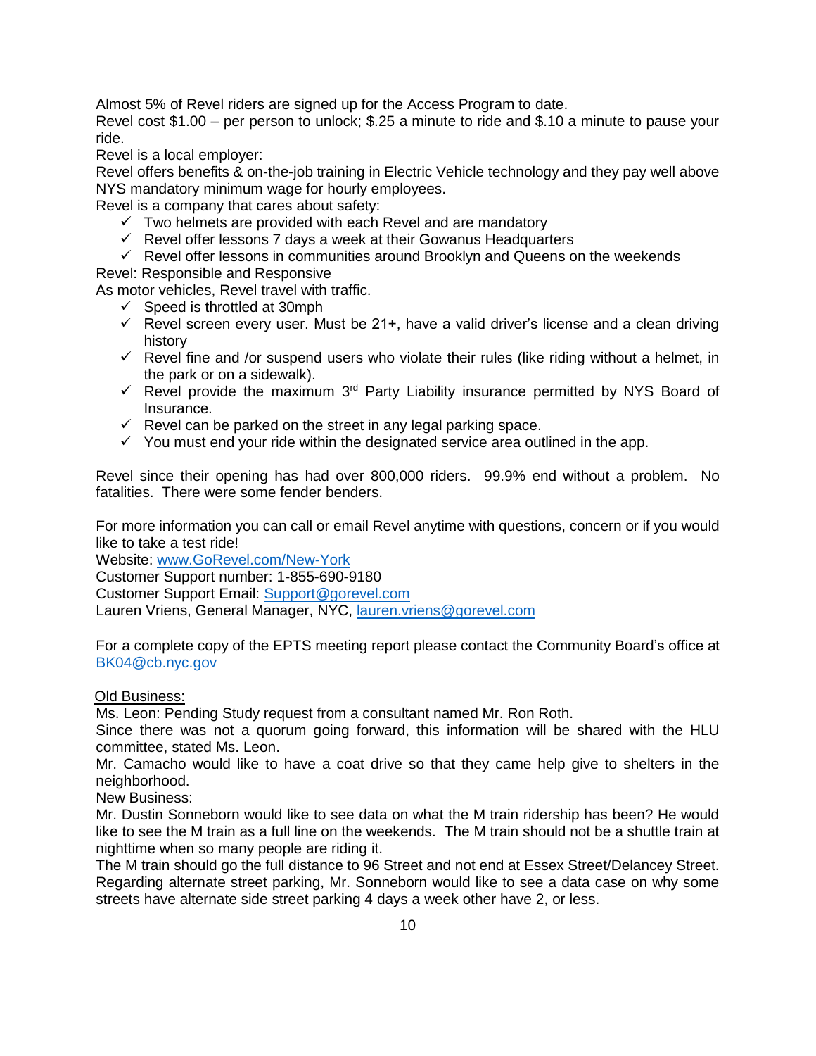Almost 5% of Revel riders are signed up for the Access Program to date.
Revel cost $1.00 – per person to unlock; $.25 a minute to ride and $.10 a minute to pause your ride.
Revel is a local employer:
Revel offers benefits & on-the-job training in Electric Vehicle technology and they pay well above NYS mandatory minimum wage for hourly employees.
Revel is a company that cares about safety:

- ✓ Two helmets are provided with each Revel and are mandatory
- ✓ Revel offer lessons 7 days a week at their Gowanus Headquarters
- ✓ Revel offer lessons in communities around Brooklyn and Queens on the weekends

Revel: Responsible and Responsive
As motor vehicles, Revel travel with traffic.

- ✓ Speed is throttled at 30mph
- ✓ Revel screen every user. Must be 21+, have a valid driver's license and a clean driving history
- ✓ Revel fine and /or suspend users who violate their rules (like riding without a helmet, in the park or on a sidewalk).
- ✓ Revel provide the maximum 3rd Party Liability insurance permitted by NYS Board of Insurance.
- ✓ Revel can be parked on the street in any legal parking space.
- ✓ You must end your ride within the designated service area outlined in the app.

Revel since their opening has had over 800,000 riders. 99.9% end without a problem. No fatalities. There were some fender benders.

For more information you can call or email Revel anytime with questions, concern or if you would like to take a test ride!
Website: www.GoRevel.com/New-York
Customer Support number: 1-855-690-9180
Customer Support Email: Support@gorevel.com
Lauren Vriens, General Manager, NYC, lauren.vriens@gorevel.com

For a complete copy of the EPTS meeting report please contact the Community Board's office at BK04@cb.nyc.gov

<u>Old Business:</u>
Ms. Leon: Pending Study request from a consultant named Mr. Ron Roth.
Since there was not a quorum going forward, this information will be shared with the HLU committee, stated Ms. Leon.
Mr. Camacho would like to have a coat drive so that they came help give to shelters in the neighborhood.
<u>New Business:</u>
Mr. Dustin Sonneborn would like to see data on what the M train ridership has been? He would like to see the M train as a full line on the weekends. The M train should not be a shuttle train at nighttime when so many people are riding it.
The M train should go the full distance to 96 Street and not end at Essex Street/Delancey Street.
Regarding alternate street parking, Mr. Sonneborn would like to see a data case on why some streets have alternate side street parking 4 days a week other have 2, or less.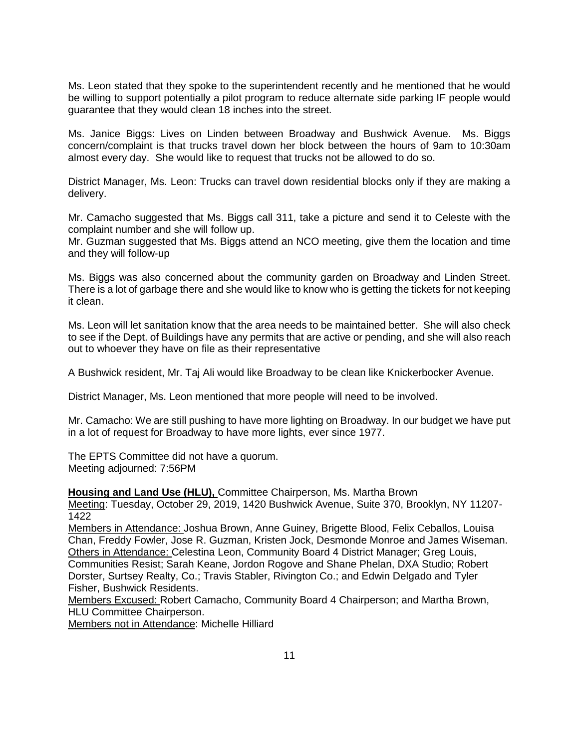Ms. Leon stated that they spoke to the superintendent recently and he mentioned that he would be willing to support potentially a pilot program to reduce alternate side parking IF people would guarantee that they would clean 18 inches into the street.

Ms. Janice Biggs: Lives on Linden between Broadway and Bushwick Avenue. Ms. Biggs concern/complaint is that trucks travel down her block between the hours of 9am to 10:30am almost every day. She would like to request that trucks not be allowed to do so.

District Manager, Ms. Leon: Trucks can travel down residential blocks only if they are making a delivery.

Mr. Camacho suggested that Ms. Biggs call 311, take a picture and send it to Celeste with the complaint number and she will follow up.
Mr. Guzman suggested that Ms. Biggs attend an NCO meeting, give them the location and time and they will follow-up

Ms. Biggs was also concerned about the community garden on Broadway and Linden Street. There is a lot of garbage there and she would like to know who is getting the tickets for not keeping it clean.

Ms. Leon will let sanitation know that the area needs to be maintained better. She will also check to see if the Dept. of Buildings have any permits that are active or pending, and she will also reach out to whoever they have on file as their representative

A Bushwick resident, Mr. Taj Ali would like Broadway to be clean like Knickerbocker Avenue.

District Manager, Ms. Leon mentioned that more people will need to be involved.

Mr. Camacho: We are still pushing to have more lighting on Broadway. In our budget we have put in a lot of request for Broadway to have more lights, ever since 1977.

The EPTS Committee did not have a quorum.
Meeting adjourned: 7:56PM

**Housing and Land Use (HLU),** Committee Chairperson, Ms. Martha Brown
Meeting: Tuesday, October 29, 2019, 1420 Bushwick Avenue, Suite 370, Brooklyn, NY 11207-1422
Members in Attendance: Joshua Brown, Anne Guiney, Brigette Blood, Felix Ceballos, Louisa Chan, Freddy Fowler, Jose R. Guzman, Kristen Jock, Desmonde Monroe and James Wiseman.
Others in Attendance: Celestina Leon, Community Board 4 District Manager; Greg Louis, Communities Resist; Sarah Keane, Jordon Rogove and Shane Phelan, DXA Studio; Robert Dorster, Surtsey Realty, Co.; Travis Stabler, Rivington Co.; and Edwin Delgado and Tyler Fisher, Bushwick Residents.
Members Excused: Robert Camacho, Community Board 4 Chairperson; and Martha Brown, HLU Committee Chairperson.
Members not in Attendance: Michelle Hilliard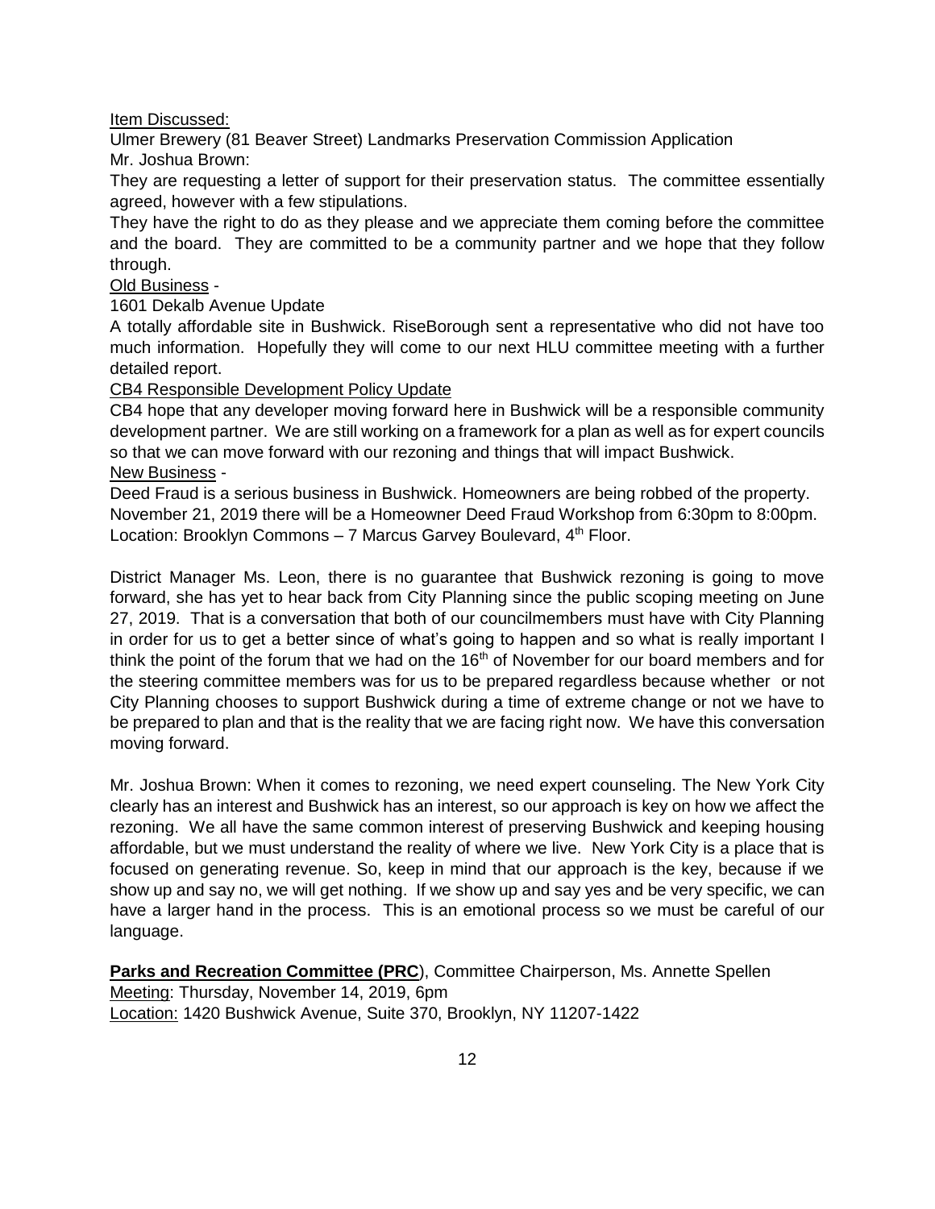Item Discussed:

Ulmer Brewery (81 Beaver Street) Landmarks Preservation Commission Application

Mr. Joshua Brown:

They are requesting a letter of support for their preservation status. The committee essentially agreed, however with a few stipulations.

They have the right to do as they please and we appreciate them coming before the committee and the board. They are committed to be a community partner and we hope that they follow through.

Old Business -

1601 Dekalb Avenue Update

A totally affordable site in Bushwick. RiseBorough sent a representative who did not have too much information. Hopefully they will come to our next HLU committee meeting with a further detailed report.

CB4 Responsible Development Policy Update

CB4 hope that any developer moving forward here in Bushwick will be a responsible community development partner. We are still working on a framework for a plan as well as for expert councils so that we can move forward with our rezoning and things that will impact Bushwick.

New Business -

Deed Fraud is a serious business in Bushwick. Homeowners are being robbed of the property.

November 21, 2019 there will be a Homeowner Deed Fraud Workshop from 6:30pm to 8:00pm.

Location: Brooklyn Commons – 7 Marcus Garvey Boulevard, 4th Floor.

District Manager Ms. Leon, there is no guarantee that Bushwick rezoning is going to move forward, she has yet to hear back from City Planning since the public scoping meeting on June 27, 2019. That is a conversation that both of our councilmembers must have with City Planning in order for us to get a better since of what's going to happen and so what is really important I think the point of the forum that we had on the 16th of November for our board members and for the steering committee members was for us to be prepared regardless because whether or not City Planning chooses to support Bushwick during a time of extreme change or not we have to be prepared to plan and that is the reality that we are facing right now. We have this conversation moving forward.

Mr. Joshua Brown: When it comes to rezoning, we need expert counseling. The New York City clearly has an interest and Bushwick has an interest, so our approach is key on how we affect the rezoning. We all have the same common interest of preserving Bushwick and keeping housing affordable, but we must understand the reality of where we live. New York City is a place that is focused on generating revenue. So, keep in mind that our approach is the key, because if we show up and say no, we will get nothing. If we show up and say yes and be very specific, we can have a larger hand in the process. This is an emotional process so we must be careful of our language.

**Parks and Recreation Committee (PRC**), Committee Chairperson, Ms. Annette Spellen

Meeting: Thursday, November 14, 2019, 6pm

Location: 1420 Bushwick Avenue, Suite 370, Brooklyn, NY 11207-1422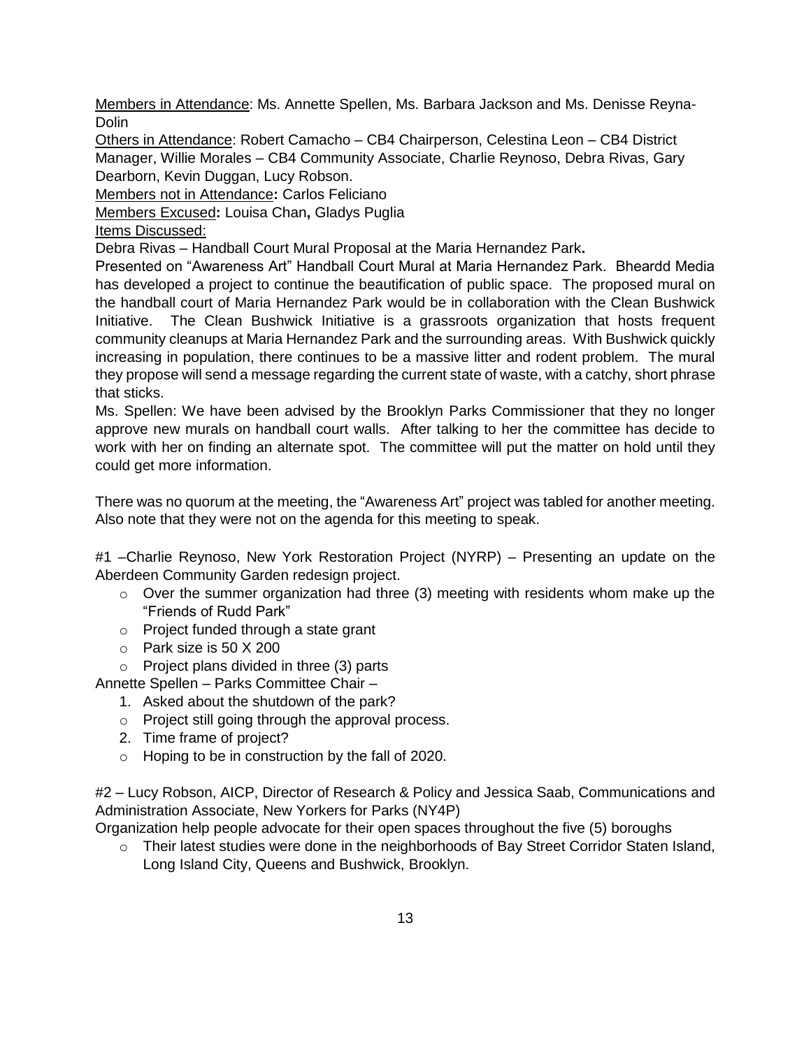<u>Members in Attendance</u>: Ms. Annette Spellen, Ms. Barbara Jackson and Ms. Denisse Reyna-Dolin

<u>Others in Attendance</u>: Robert Camacho – CB4 Chairperson, Celestina Leon – CB4 District Manager, Willie Morales – CB4 Community Associate, Charlie Reynoso, Debra Rivas, Gary Dearborn, Kevin Duggan, Lucy Robson.

<u>Members not in Attendance</u>**:** Carlos Feliciano

<u>Members Excused</u>**:** Louisa Chan**,** Gladys Puglia

<u>Items Discussed:</u>

Debra Rivas – Handball Court Mural Proposal at the Maria Hernandez Park**.**

Presented on "Awareness Art" Handball Court Mural at Maria Hernandez Park. Bheardd Media has developed a project to continue the beautification of public space. The proposed mural on the handball court of Maria Hernandez Park would be in collaboration with the Clean Bushwick Initiative. The Clean Bushwick Initiative is a grassroots organization that hosts frequent community cleanups at Maria Hernandez Park and the surrounding areas. With Bushwick quickly increasing in population, there continues to be a massive litter and rodent problem. The mural they propose will send a message regarding the current state of waste, with a catchy, short phrase that sticks.

Ms. Spellen: We have been advised by the Brooklyn Parks Commissioner that they no longer approve new murals on handball court walls. After talking to her the committee has decide to work with her on finding an alternate spot. The committee will put the matter on hold until they could get more information.

There was no quorum at the meeting, the "Awareness Art" project was tabled for another meeting. Also note that they were not on the agenda for this meeting to speak.

#1 –Charlie Reynoso, New York Restoration Project (NYRP) – Presenting an update on the Aberdeen Community Garden redesign project.

- Over the summer organization had three (3) meeting with residents whom make up the "Friends of Rudd Park"
- Project funded through a state grant
- Park size is 50 X 200
- Project plans divided in three (3) parts

Annette Spellen – Parks Committee Chair –

1. Asked about the shutdown of the park?
   - Project still going through the approval process.
2. Time frame of project?
   - Hoping to be in construction by the fall of 2020.

#2 – Lucy Robson, AICP, Director of Research & Policy and Jessica Saab, Communications and Administration Associate, New Yorkers for Parks (NY4P)

Organization help people advocate for their open spaces throughout the five (5) boroughs

- Their latest studies were done in the neighborhoods of Bay Street Corridor Staten Island, Long Island City, Queens and Bushwick, Brooklyn.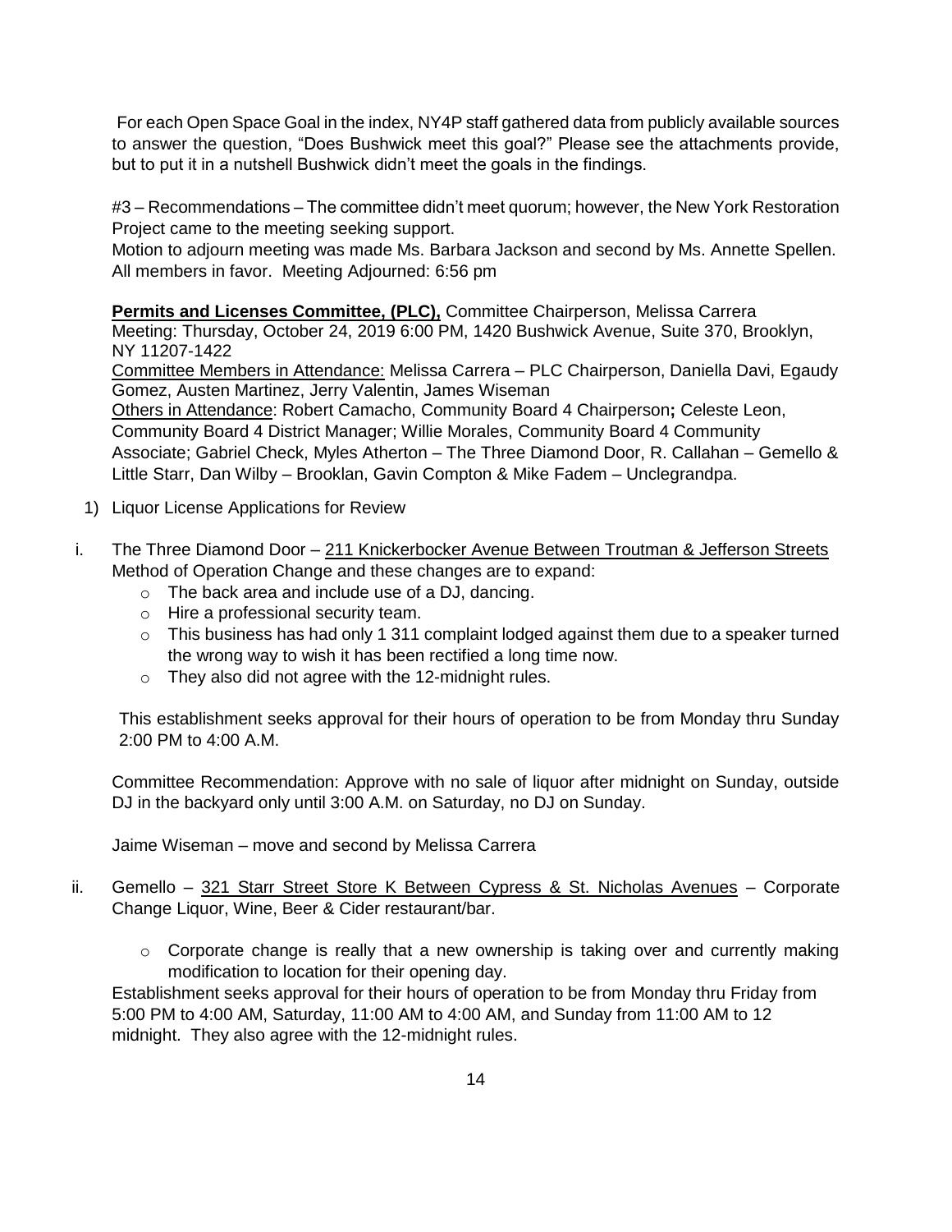For each Open Space Goal in the index, NY4P staff gathered data from publicly available sources to answer the question, "Does Bushwick meet this goal?" Please see the attachments provide, but to put it in a nutshell Bushwick didn't meet the goals in the findings.

#3 – Recommendations – The committee didn't meet quorum; however, the New York Restoration Project came to the meeting seeking support.
Motion to adjourn meeting was made Ms. Barbara Jackson and second by Ms. Annette Spellen. All members in favor. Meeting Adjourned: 6:56 pm

**Permits and Licenses Committee, (PLC),** Committee Chairperson, Melissa Carrera
Meeting: Thursday, October 24, 2019 6:00 PM, 1420 Bushwick Avenue, Suite 370, Brooklyn, NY 11207-1422
Committee Members in Attendance: Melissa Carrera – PLC Chairperson, Daniella Davi, Egaudy Gomez, Austen Martinez, Jerry Valentin, James Wiseman
Others in Attendance: Robert Camacho, Community Board 4 Chairperson**;** Celeste Leon, Community Board 4 District Manager; Willie Morales, Community Board 4 Community Associate; Gabriel Check, Myles Atherton – The Three Diamond Door, R. Callahan – Gemello & Little Starr, Dan Wilby – Brooklan, Gavin Compton & Mike Fadem – Unclegrandpa.

1) Liquor License Applications for Review

i. The Three Diamond Door – 211 Knickerbocker Avenue Between Troutman & Jefferson Streets
Method of Operation Change and these changes are to expand:
   - The back area and include use of a DJ, dancing.
   - Hire a professional security team.
   - This business has had only 1 311 complaint lodged against them due to a speaker turned the wrong way to wish it has been rectified a long time now.
   - They also did not agree with the 12-midnight rules.

   This establishment seeks approval for their hours of operation to be from Monday thru Sunday 2:00 PM to 4:00 A.M.

   Committee Recommendation: Approve with no sale of liquor after midnight on Sunday, outside DJ in the backyard only until 3:00 A.M. on Saturday, no DJ on Sunday.

   Jaime Wiseman – move and second by Melissa Carrera

ii. Gemello – 321 Starr Street Store K Between Cypress & St. Nicholas Avenues – Corporate Change Liquor, Wine, Beer & Cider restaurant/bar.
   - Corporate change is really that a new ownership is taking over and currently making modification to location for their opening day.

   Establishment seeks approval for their hours of operation to be from Monday thru Friday from 5:00 PM to 4:00 AM, Saturday, 11:00 AM to 4:00 AM, and Sunday from 11:00 AM to 12 midnight. They also agree with the 12-midnight rules.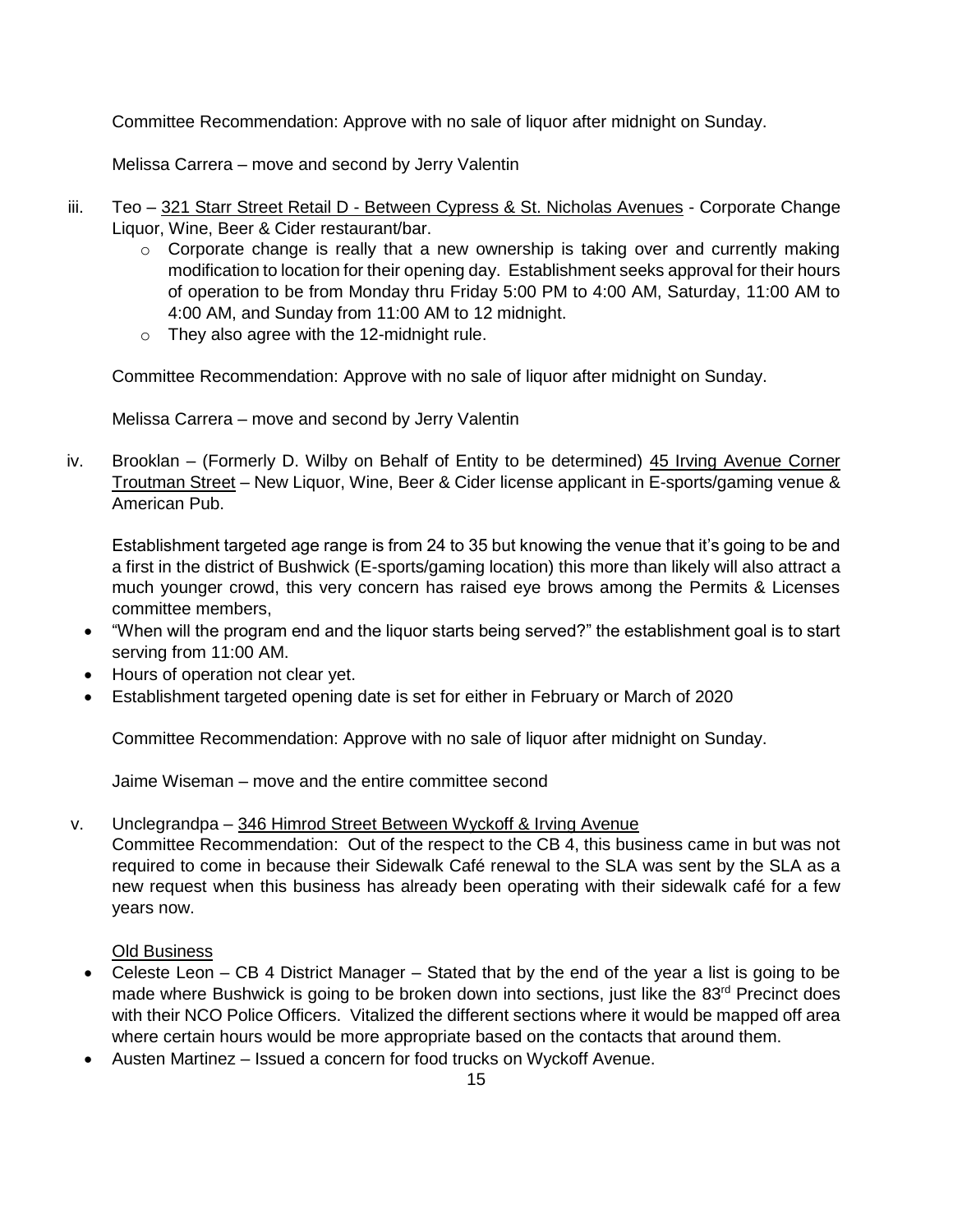Committee Recommendation: Approve with no sale of liquor after midnight on Sunday.

Melissa Carrera – move and second by Jerry Valentin

iii. Teo – <u>321 Starr Street Retail D - Between Cypress & St. Nicholas Avenues</u> - Corporate Change Liquor, Wine, Beer & Cider restaurant/bar.

   - Corporate change is really that a new ownership is taking over and currently making modification to location for their opening day. Establishment seeks approval for their hours of operation to be from Monday thru Friday 5:00 PM to 4:00 AM, Saturday, 11:00 AM to 4:00 AM, and Sunday from 11:00 AM to 12 midnight.
   - They also agree with the 12-midnight rule.

   Committee Recommendation: Approve with no sale of liquor after midnight on Sunday.

   Melissa Carrera – move and second by Jerry Valentin

iv. Brooklan – (Formerly D. Wilby on Behalf of Entity to be determined) <u>45 Irving Avenue Corner Troutman Street</u> – New Liquor, Wine, Beer & Cider license applicant in E-sports/gaming venue & American Pub.

   Establishment targeted age range is from 24 to 35 but knowing the venue that it's going to be and a first in the district of Bushwick (E-sports/gaming location) this more than likely will also attract a much younger crowd, this very concern has raised eye brows among the Permits & Licenses committee members,

   - "When will the program end and the liquor starts being served?" the establishment goal is to start serving from 11:00 AM.
   - Hours of operation not clear yet.
   - Establishment targeted opening date is set for either in February or March of 2020

   Committee Recommendation: Approve with no sale of liquor after midnight on Sunday.

   Jaime Wiseman – move and the entire committee second

v. Unclegrandpa – <u>346 Himrod Street Between Wyckoff & Irving Avenue</u>
   Committee Recommendation: Out of the respect to the CB 4, this business came in but was not required to come in because their Sidewalk Café renewal to the SLA was sent by the SLA as a new request when this business has already been operating with their sidewalk café for a few years now.

   <u>Old Business</u>

   - Celeste Leon – CB 4 District Manager – Stated that by the end of the year a list is going to be made where Bushwick is going to be broken down into sections, just like the 83rd Precinct does with their NCO Police Officers. Vitalized the different sections where it would be mapped off area where certain hours would be more appropriate based on the contacts that around them.
   - Austen Martinez – Issued a concern for food trucks on Wyckoff Avenue.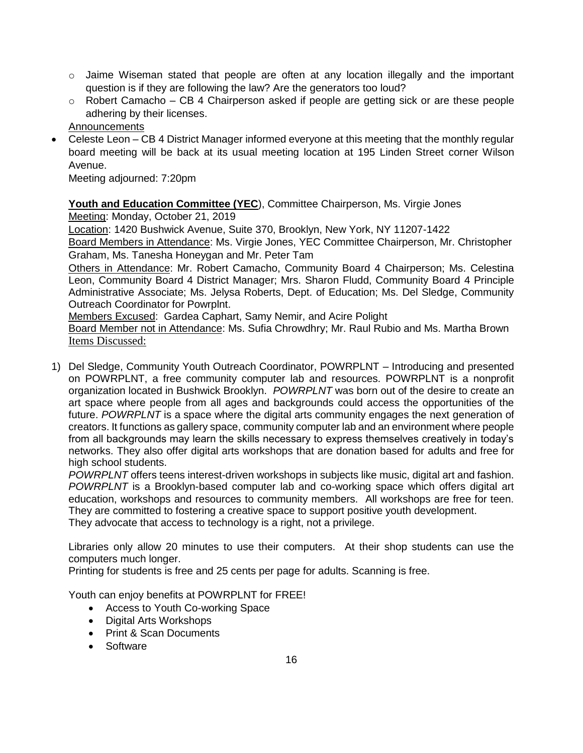- Jaime Wiseman stated that people are often at any location illegally and the important question is if they are following the law? Are the generators too loud?
- Robert Camacho – CB 4 Chairperson asked if people are getting sick or are these people adhering by their licenses.

Announcements

- Celeste Leon – CB 4 District Manager informed everyone at this meeting that the monthly regular board meeting will be back at its usual meeting location at 195 Linden Street corner Wilson Avenue.

Meeting adjourned: 7:20pm

**Youth and Education Committee (YEC**), Committee Chairperson, Ms. Virgie Jones

Meeting: Monday, October 21, 2019

Location: 1420 Bushwick Avenue, Suite 370, Brooklyn, New York, NY 11207-1422

Board Members in Attendance: Ms. Virgie Jones, YEC Committee Chairperson, Mr. Christopher Graham, Ms. Tanesha Honeygan and Mr. Peter Tam

Others in Attendance: Mr. Robert Camacho, Community Board 4 Chairperson; Ms. Celestina Leon, Community Board 4 District Manager; Mrs. Sharon Fludd, Community Board 4 Principle Administrative Associate; Ms. Jelysa Roberts, Dept. of Education; Ms. Del Sledge, Community Outreach Coordinator for Powrplnt.

Members Excused: Gardea Caphart, Samy Nemir, and Acire Polight

Board Member not in Attendance: Ms. Sufia Chrowdhry; Mr. Raul Rubio and Ms. Martha Brown

Items Discussed:

1) Del Sledge, Community Youth Outreach Coordinator, POWRPLNT – Introducing and presented on POWRPLNT, a free community computer lab and resources. POWRPLNT is a nonprofit organization located in Bushwick Brooklyn. *POWRPLNT* was born out of the desire to create an art space where people from all ages and backgrounds could access the opportunities of the future. *POWRPLNT* is a space where the digital arts community engages the next generation of creators. It functions as gallery space, community computer lab and an environment where people from all backgrounds may learn the skills necessary to express themselves creatively in today's networks. They also offer digital arts workshops that are donation based for adults and free for high school students.

   *POWRPLNT* offers teens interest-driven workshops in subjects like music, digital art and fashion. *POWRPLNT* is a Brooklyn-based computer lab and co-working space which offers digital art education, workshops and resources to community members. All workshops are free for teen. They are committed to fostering a creative space to support positive youth development. They advocate that access to technology is a right, not a privilege.

   Libraries only allow 20 minutes to use their computers. At their shop students can use the computers much longer.
   Printing for students is free and 25 cents per page for adults. Scanning is free.

   Youth can enjoy benefits at POWRPLNT for FREE!

   - Access to Youth Co-working Space
   - Digital Arts Workshops
   - Print & Scan Documents
   - Software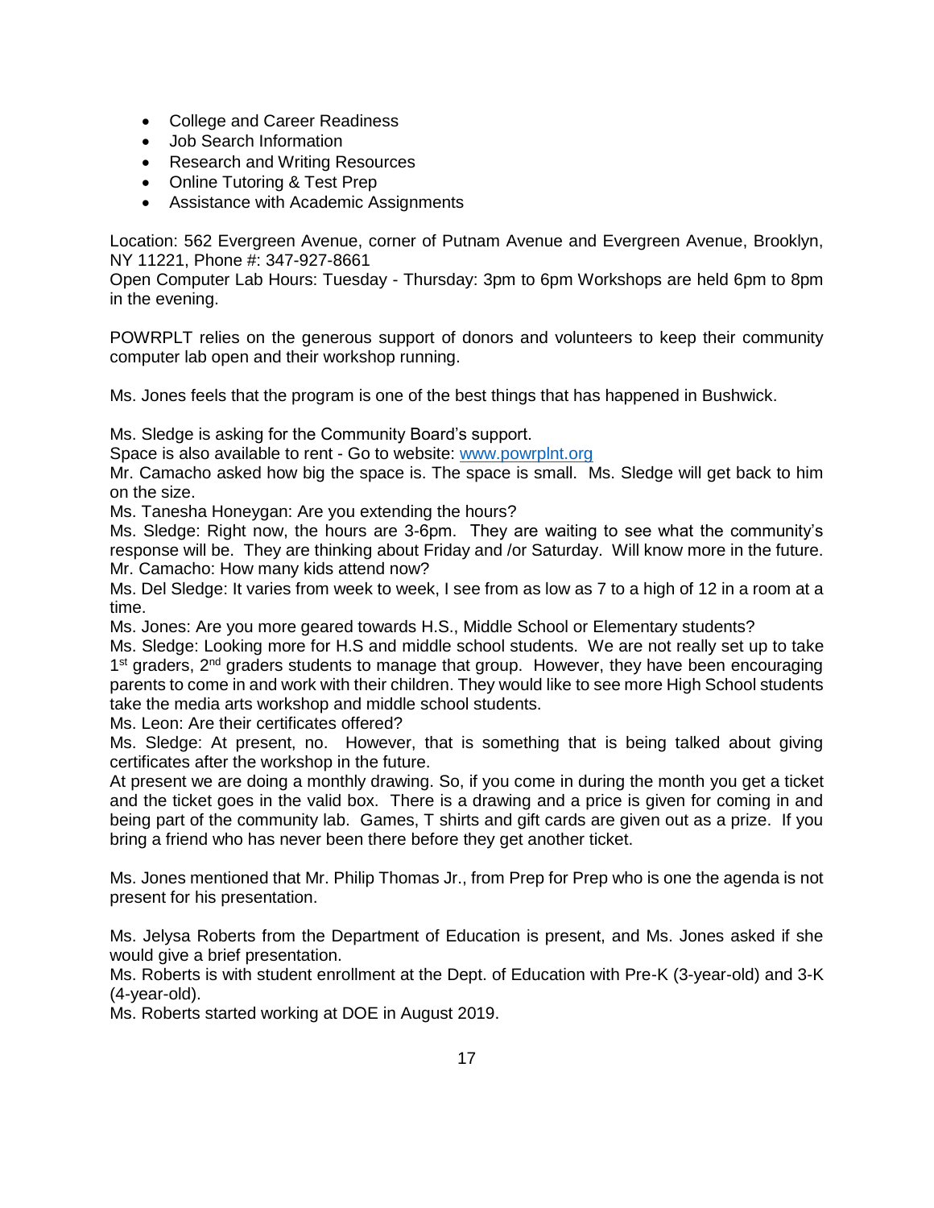- College and Career Readiness
- Job Search Information
- Research and Writing Resources
- Online Tutoring & Test Prep
- Assistance with Academic Assignments

Location: 562 Evergreen Avenue, corner of Putnam Avenue and Evergreen Avenue, Brooklyn, NY 11221, Phone #: 347-927-8661
Open Computer Lab Hours: Tuesday - Thursday: 3pm to 6pm Workshops are held 6pm to 8pm in the evening.

POWRPLT relies on the generous support of donors and volunteers to keep their community computer lab open and their workshop running.

Ms. Jones feels that the program is one of the best things that has happened in Bushwick.

Ms. Sledge is asking for the Community Board's support.
Space is also available to rent - Go to website: [www.powrplnt.org](www.powrplnt.org)
Mr. Camacho asked how big the space is. The space is small. Ms. Sledge will get back to him on the size.
Ms. Tanesha Honeygan: Are you extending the hours?
Ms. Sledge: Right now, the hours are 3-6pm. They are waiting to see what the community's response will be. They are thinking about Friday and /or Saturday. Will know more in the future.
Mr. Camacho: How many kids attend now?
Ms. Del Sledge: It varies from week to week, I see from as low as 7 to a high of 12 in a room at a time.
Ms. Jones: Are you more geared towards H.S., Middle School or Elementary students?
Ms. Sledge: Looking more for H.S and middle school students. We are not really set up to take 1st graders, 2nd graders students to manage that group. However, they have been encouraging parents to come in and work with their children. They would like to see more High School students take the media arts workshop and middle school students.
Ms. Leon: Are their certificates offered?
Ms. Sledge: At present, no. However, that is something that is being talked about giving certificates after the workshop in the future.
At present we are doing a monthly drawing. So, if you come in during the month you get a ticket and the ticket goes in the valid box. There is a drawing and a price is given for coming in and being part of the community lab. Games, T shirts and gift cards are given out as a prize. If you bring a friend who has never been there before they get another ticket.

Ms. Jones mentioned that Mr. Philip Thomas Jr., from Prep for Prep who is one the agenda is not present for his presentation.

Ms. Jelysa Roberts from the Department of Education is present, and Ms. Jones asked if she would give a brief presentation.
Ms. Roberts is with student enrollment at the Dept. of Education with Pre-K (3-year-old) and 3-K (4-year-old).
Ms. Roberts started working at DOE in August 2019.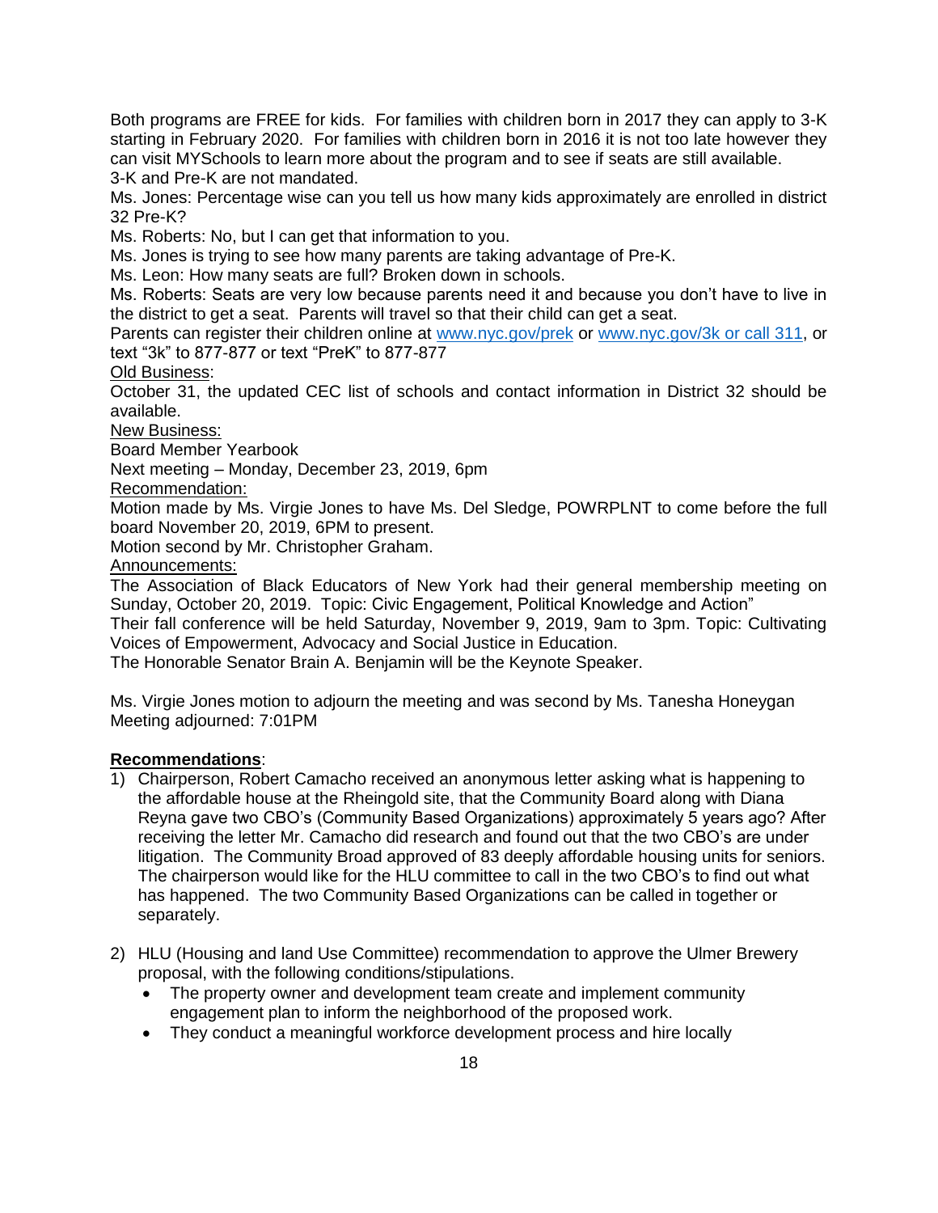Both programs are FREE for kids. For families with children born in 2017 they can apply to 3-K starting in February 2020. For families with children born in 2016 it is not too late however they can visit MYSchools to learn more about the program and to see if seats are still available.
3-K and Pre-K are not mandated.

Ms. Jones: Percentage wise can you tell us how many kids approximately are enrolled in district 32 Pre-K?

Ms. Roberts: No, but I can get that information to you.

Ms. Jones is trying to see how many parents are taking advantage of Pre-K.

Ms. Leon: How many seats are full? Broken down in schools.

Ms. Roberts: Seats are very low because parents need it and because you don't have to live in the district to get a seat. Parents will travel so that their child can get a seat.

Parents can register their children online at www.nyc.gov/prek or www.nyc.gov/3k or call 311, or text "3k" to 877-877 or text "PreK" to 877-877

<u>Old Business</u>:

October 31, the updated CEC list of schools and contact information in District 32 should be available.

<u>New Business:</u>

Board Member Yearbook

Next meeting – Monday, December 23, 2019, 6pm

<u>Recommendation:</u>

Motion made by Ms. Virgie Jones to have Ms. Del Sledge, POWRPLNT to come before the full board November 20, 2019, 6PM to present.

Motion second by Mr. Christopher Graham.

<u>Announcements:</u>

The Association of Black Educators of New York had their general membership meeting on Sunday, October 20, 2019. Topic: Civic Engagement, Political Knowledge and Action"

Their fall conference will be held Saturday, November 9, 2019, 9am to 3pm. Topic: Cultivating Voices of Empowerment, Advocacy and Social Justice in Education.

The Honorable Senator Brain A. Benjamin will be the Keynote Speaker.

Ms. Virgie Jones motion to adjourn the meeting and was second by Ms. Tanesha Honeygan
Meeting adjourned: 7:01PM

**<u>Recommendations</u>**:

1) Chairperson, Robert Camacho received an anonymous letter asking what is happening to the affordable house at the Rheingold site, that the Community Board along with Diana Reyna gave two CBO's (Community Based Organizations) approximately 5 years ago? After receiving the letter Mr. Camacho did research and found out that the two CBO's are under litigation. The Community Broad approved of 83 deeply affordable housing units for seniors. The chairperson would like for the HLU committee to call in the two CBO's to find out what has happened. The two Community Based Organizations can be called in together or separately.

2) HLU (Housing and land Use Committee) recommendation to approve the Ulmer Brewery proposal, with the following conditions/stipulations.
   - The property owner and development team create and implement community engagement plan to inform the neighborhood of the proposed work.
   - They conduct a meaningful workforce development process and hire locally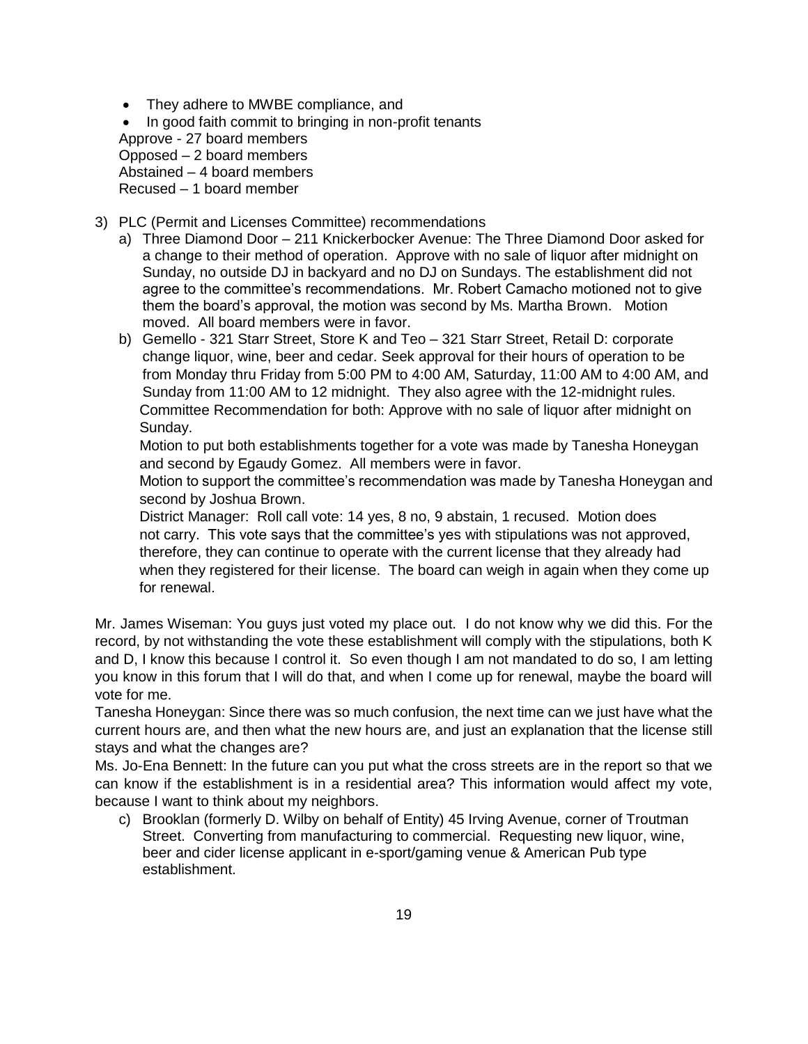- They adhere to MWBE compliance, and
- In good faith commit to bringing in non-profit tenants

Approve - 27 board members
Opposed – 2 board members
Abstained – 4 board members
Recused – 1 board member

3) PLC (Permit and Licenses Committee) recommendations
   a) Three Diamond Door – 211 Knickerbocker Avenue: The Three Diamond Door asked for a change to their method of operation. Approve with no sale of liquor after midnight on Sunday, no outside DJ in backyard and no DJ on Sundays. The establishment did not agree to the committee's recommendations. Mr. Robert Camacho motioned not to give them the board's approval, the motion was second by Ms. Martha Brown. Motion moved. All board members were in favor.
   b) Gemello - 321 Starr Street, Store K and Teo – 321 Starr Street, Retail D: corporate change liquor, wine, beer and cedar. Seek approval for their hours of operation to be from Monday thru Friday from 5:00 PM to 4:00 AM, Saturday, 11:00 AM to 4:00 AM, and Sunday from 11:00 AM to 12 midnight. They also agree with the 12-midnight rules.
      Committee Recommendation for both: Approve with no sale of liquor after midnight on Sunday.
      Motion to put both establishments together for a vote was made by Tanesha Honeygan and second by Egaudy Gomez. All members were in favor.
      Motion to support the committee's recommendation was made by Tanesha Honeygan and second by Joshua Brown.
      District Manager: Roll call vote: 14 yes, 8 no, 9 abstain, 1 recused. Motion does not carry. This vote says that the committee's yes with stipulations was not approved, therefore, they can continue to operate with the current license that they already had when they registered for their license. The board can weigh in again when they come up for renewal.

Mr. James Wiseman: You guys just voted my place out. I do not know why we did this. For the record, by not withstanding the vote these establishment will comply with the stipulations, both K and D, I know this because I control it. So even though I am not mandated to do so, I am letting you know in this forum that I will do that, and when I come up for renewal, maybe the board will vote for me.

Tanesha Honeygan: Since there was so much confusion, the next time can we just have what the current hours are, and then what the new hours are, and just an explanation that the license still stays and what the changes are?

Ms. Jo-Ena Bennett: In the future can you put what the cross streets are in the report so that we can know if the establishment is in a residential area? This information would affect my vote, because I want to think about my neighbors.

   c) Brooklan (formerly D. Wilby on behalf of Entity) 45 Irving Avenue, corner of Troutman Street. Converting from manufacturing to commercial. Requesting new liquor, wine, beer and cider license applicant in e-sport/gaming venue & American Pub type establishment.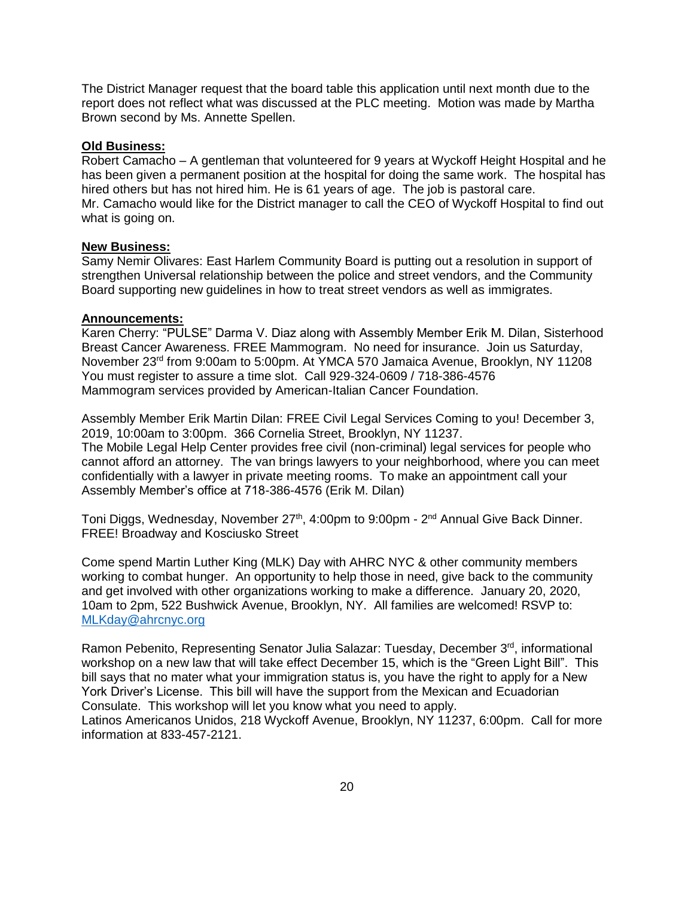The District Manager request that the board table this application until next month due to the report does not reflect what was discussed at the PLC meeting. Motion was made by Martha Brown second by Ms. Annette Spellen.

**Old Business:**

Robert Camacho – A gentleman that volunteered for 9 years at Wyckoff Height Hospital and he has been given a permanent position at the hospital for doing the same work. The hospital has hired others but has not hired him. He is 61 years of age. The job is pastoral care. Mr. Camacho would like for the District manager to call the CEO of Wyckoff Hospital to find out what is going on.

**New Business:**

Samy Nemir Olivares: East Harlem Community Board is putting out a resolution in support of strengthen Universal relationship between the police and street vendors, and the Community Board supporting new guidelines in how to treat street vendors as well as immigrates.

**Announcements:**

Karen Cherry: "PULSE" Darma V. Diaz along with Assembly Member Erik M. Dilan, Sisterhood Breast Cancer Awareness. FREE Mammogram. No need for insurance. Join us Saturday, November 23rd from 9:00am to 5:00pm. At YMCA 570 Jamaica Avenue, Brooklyn, NY 11208 You must register to assure a time slot. Call 929-324-0609 / 718-386-4576 Mammogram services provided by American-Italian Cancer Foundation.

Assembly Member Erik Martin Dilan: FREE Civil Legal Services Coming to you! December 3, 2019, 10:00am to 3:00pm. 366 Cornelia Street, Brooklyn, NY 11237.
The Mobile Legal Help Center provides free civil (non-criminal) legal services for people who cannot afford an attorney. The van brings lawyers to your neighborhood, where you can meet confidentially with a lawyer in private meeting rooms. To make an appointment call your Assembly Member's office at 718-386-4576 (Erik M. Dilan)

Toni Diggs, Wednesday, November 27th, 4:00pm to 9:00pm - 2nd Annual Give Back Dinner. FREE! Broadway and Kosciusko Street

Come spend Martin Luther King (MLK) Day with AHRC NYC & other community members working to combat hunger. An opportunity to help those in need, give back to the community and get involved with other organizations working to make a difference. January 20, 2020, 10am to 2pm, 522 Bushwick Avenue, Brooklyn, NY. All families are welcomed! RSVP to: MLKday@ahrcnyc.org

Ramon Pebenito, Representing Senator Julia Salazar: Tuesday, December 3rd, informational workshop on a new law that will take effect December 15, which is the "Green Light Bill". This bill says that no mater what your immigration status is, you have the right to apply for a New York Driver's License. This bill will have the support from the Mexican and Ecuadorian Consulate. This workshop will let you know what you need to apply.
Latinos Americanos Unidos, 218 Wyckoff Avenue, Brooklyn, NY 11237, 6:00pm. Call for more information at 833-457-2121.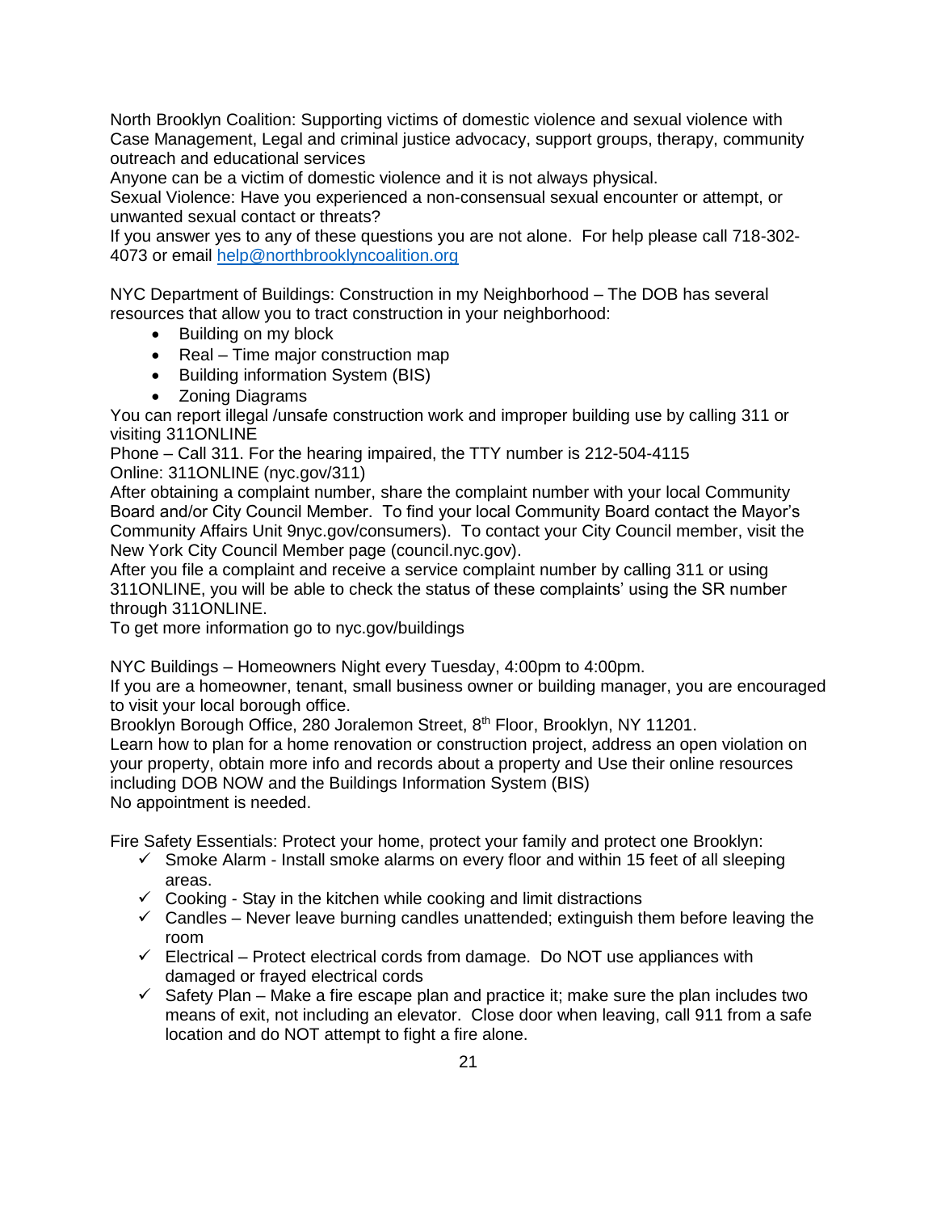North Brooklyn Coalition: Supporting victims of domestic violence and sexual violence with Case Management, Legal and criminal justice advocacy, support groups, therapy, community outreach and educational services

Anyone can be a victim of domestic violence and it is not always physical.

Sexual Violence: Have you experienced a non-consensual sexual encounter or attempt, or unwanted sexual contact or threats?

If you answer yes to any of these questions you are not alone. For help please call 718-302-4073 or email help@northbrooklyncoalition.org

NYC Department of Buildings: Construction in my Neighborhood – The DOB has several resources that allow you to tract construction in your neighborhood:

- Building on my block
- Real – Time major construction map
- Building information System (BIS)
- Zoning Diagrams

You can report illegal /unsafe construction work and improper building use by calling 311 or visiting 311ONLINE

Phone – Call 311. For the hearing impaired, the TTY number is 212-504-4115

Online: 311ONLINE (nyc.gov/311)

After obtaining a complaint number, share the complaint number with your local Community Board and/or City Council Member. To find your local Community Board contact the Mayor's Community Affairs Unit 9nyc.gov/consumers). To contact your City Council member, visit the New York City Council Member page (council.nyc.gov).

After you file a complaint and receive a service complaint number by calling 311 or using 311ONLINE, you will be able to check the status of these complaints' using the SR number through 311ONLINE.

To get more information go to nyc.gov/buildings

NYC Buildings – Homeowners Night every Tuesday, 4:00pm to 4:00pm.

If you are a homeowner, tenant, small business owner or building manager, you are encouraged to visit your local borough office.

Brooklyn Borough Office, 280 Joralemon Street, 8th Floor, Brooklyn, NY 11201.

Learn how to plan for a home renovation or construction project, address an open violation on your property, obtain more info and records about a property and Use their online resources including DOB NOW and the Buildings Information System (BIS)

No appointment is needed.

Fire Safety Essentials: Protect your home, protect your family and protect one Brooklyn:

- ✓ Smoke Alarm - Install smoke alarms on every floor and within 15 feet of all sleeping areas.
- ✓ Cooking - Stay in the kitchen while cooking and limit distractions
- ✓ Candles – Never leave burning candles unattended; extinguish them before leaving the room
- ✓ Electrical – Protect electrical cords from damage. Do NOT use appliances with damaged or frayed electrical cords
- ✓ Safety Plan – Make a fire escape plan and practice it; make sure the plan includes two means of exit, not including an elevator. Close door when leaving, call 911 from a safe location and do NOT attempt to fight a fire alone.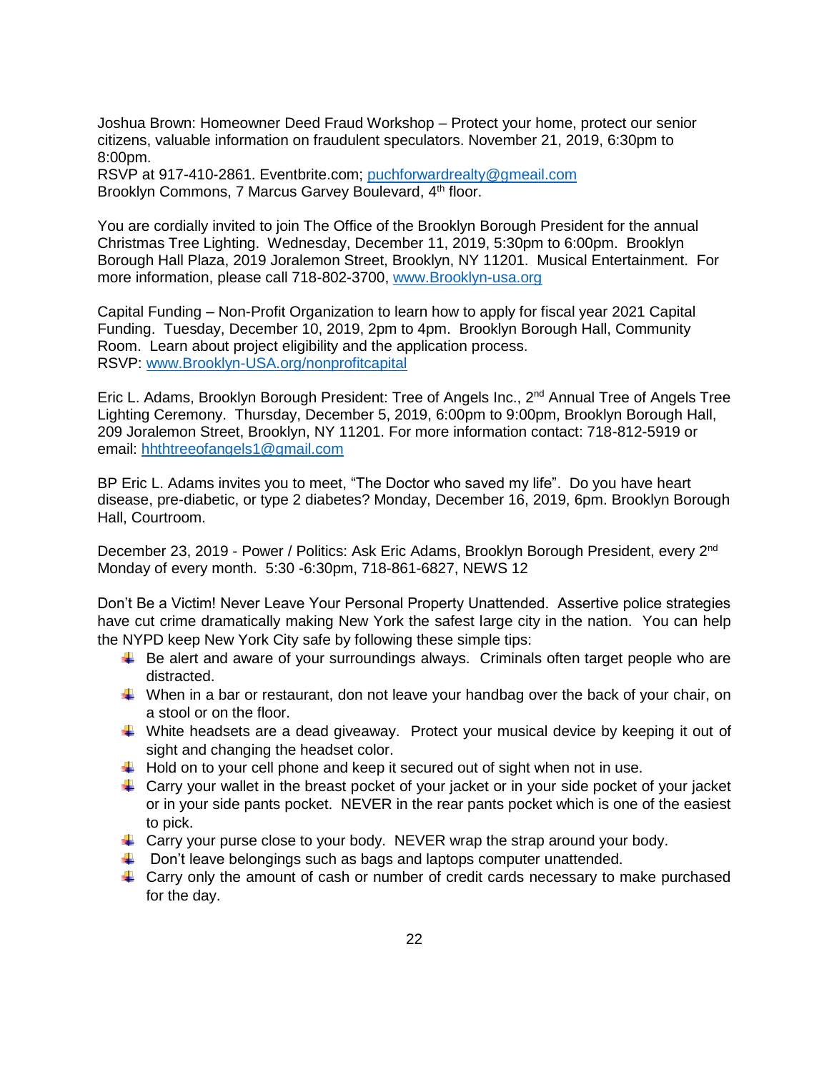Joshua Brown: Homeowner Deed Fraud Workshop – Protect your home, protect our senior citizens, valuable information on fraudulent speculators. November 21, 2019, 6:30pm to 8:00pm.
RSVP at 917-410-2861. Eventbrite.com; puchforwardrealty@gmeail.com
Brooklyn Commons, 7 Marcus Garvey Boulevard, 4th floor.

You are cordially invited to join The Office of the Brooklyn Borough President for the annual Christmas Tree Lighting. Wednesday, December 11, 2019, 5:30pm to 6:00pm. Brooklyn Borough Hall Plaza, 2019 Joralemon Street, Brooklyn, NY 11201. Musical Entertainment. For more information, please call 718-802-3700, www.Brooklyn-usa.org

Capital Funding – Non-Profit Organization to learn how to apply for fiscal year 2021 Capital Funding. Tuesday, December 10, 2019, 2pm to 4pm. Brooklyn Borough Hall, Community Room. Learn about project eligibility and the application process.
RSVP: www.Brooklyn-USA.org/nonprofitcapital

Eric L. Adams, Brooklyn Borough President: Tree of Angels Inc., 2nd Annual Tree of Angels Tree Lighting Ceremony. Thursday, December 5, 2019, 6:00pm to 9:00pm, Brooklyn Borough Hall, 209 Joralemon Street, Brooklyn, NY 11201. For more information contact: 718-812-5919 or email: hhthtreeofangels1@gmail.com

BP Eric L. Adams invites you to meet, "The Doctor who saved my life". Do you have heart disease, pre-diabetic, or type 2 diabetes? Monday, December 16, 2019, 6pm. Brooklyn Borough Hall, Courtroom.

December 23, 2019 - Power / Politics: Ask Eric Adams, Brooklyn Borough President, every 2nd Monday of every month. 5:30 -6:30pm, 718-861-6827, NEWS 12

Don't Be a Victim! Never Leave Your Personal Property Unattended. Assertive police strategies have cut crime dramatically making New York the safest large city in the nation. You can help the NYPD keep New York City safe by following these simple tips:

- Be alert and aware of your surroundings always. Criminals often target people who are distracted.
- When in a bar or restaurant, don not leave your handbag over the back of your chair, on a stool or on the floor.
- White headsets are a dead giveaway. Protect your musical device by keeping it out of sight and changing the headset color.
- Hold on to your cell phone and keep it secured out of sight when not in use.
- Carry your wallet in the breast pocket of your jacket or in your side pocket of your jacket or in your side pants pocket. NEVER in the rear pants pocket which is one of the easiest to pick.
- Carry your purse close to your body. NEVER wrap the strap around your body.
- Don't leave belongings such as bags and laptops computer unattended.
- Carry only the amount of cash or number of credit cards necessary to make purchased for the day.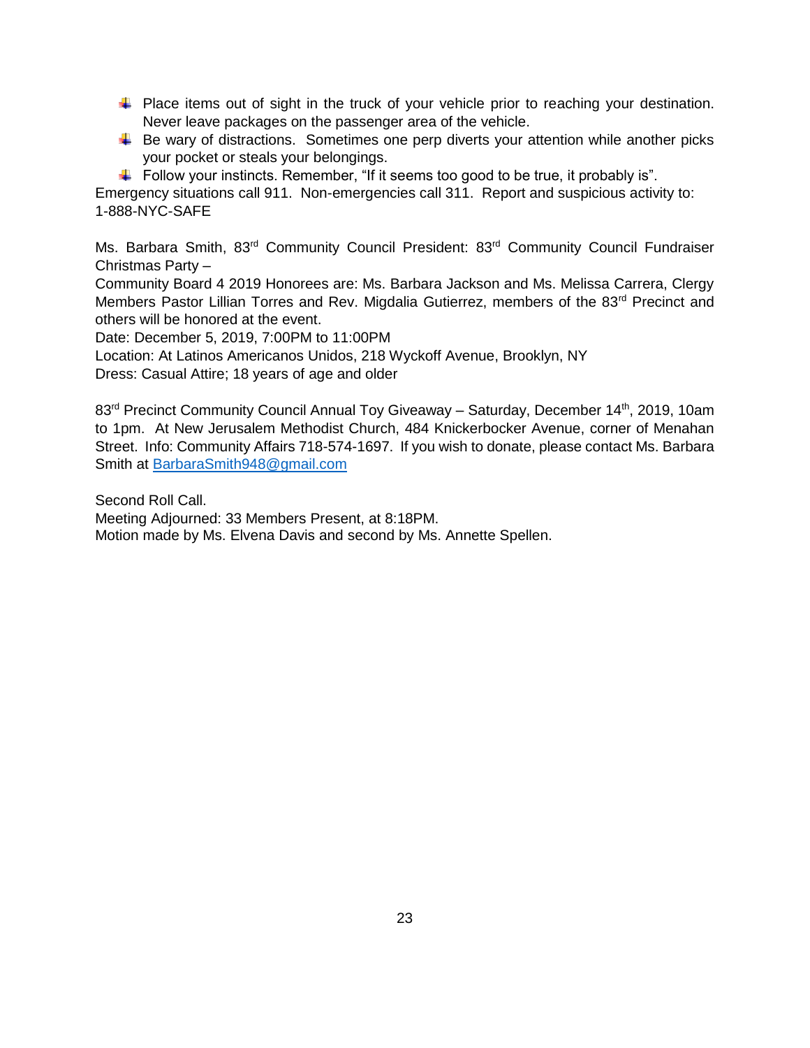- Place items out of sight in the truck of your vehicle prior to reaching your destination. Never leave packages on the passenger area of the vehicle.
- Be wary of distractions. Sometimes one perp diverts your attention while another picks your pocket or steals your belongings.
- Follow your instincts. Remember, "If it seems too good to be true, it probably is".

Emergency situations call 911. Non-emergencies call 311. Report and suspicious activity to: 1-888-NYC-SAFE

Ms. Barbara Smith, 83rd Community Council President: 83rd Community Council Fundraiser Christmas Party –
Community Board 4 2019 Honorees are: Ms. Barbara Jackson and Ms. Melissa Carrera, Clergy Members Pastor Lillian Torres and Rev. Migdalia Gutierrez, members of the 83rd Precinct and others will be honored at the event.
Date: December 5, 2019, 7:00PM to 11:00PM
Location: At Latinos Americanos Unidos, 218 Wyckoff Avenue, Brooklyn, NY
Dress: Casual Attire; 18 years of age and older

83rd Precinct Community Council Annual Toy Giveaway – Saturday, December 14th, 2019, 10am to 1pm. At New Jerusalem Methodist Church, 484 Knickerbocker Avenue, corner of Menahan Street. Info: Community Affairs 718-574-1697. If you wish to donate, please contact Ms. Barbara Smith at BarbaraSmith948@gmail.com

Second Roll Call.
Meeting Adjourned: 33 Members Present, at 8:18PM.
Motion made by Ms. Elvena Davis and second by Ms. Annette Spellen.